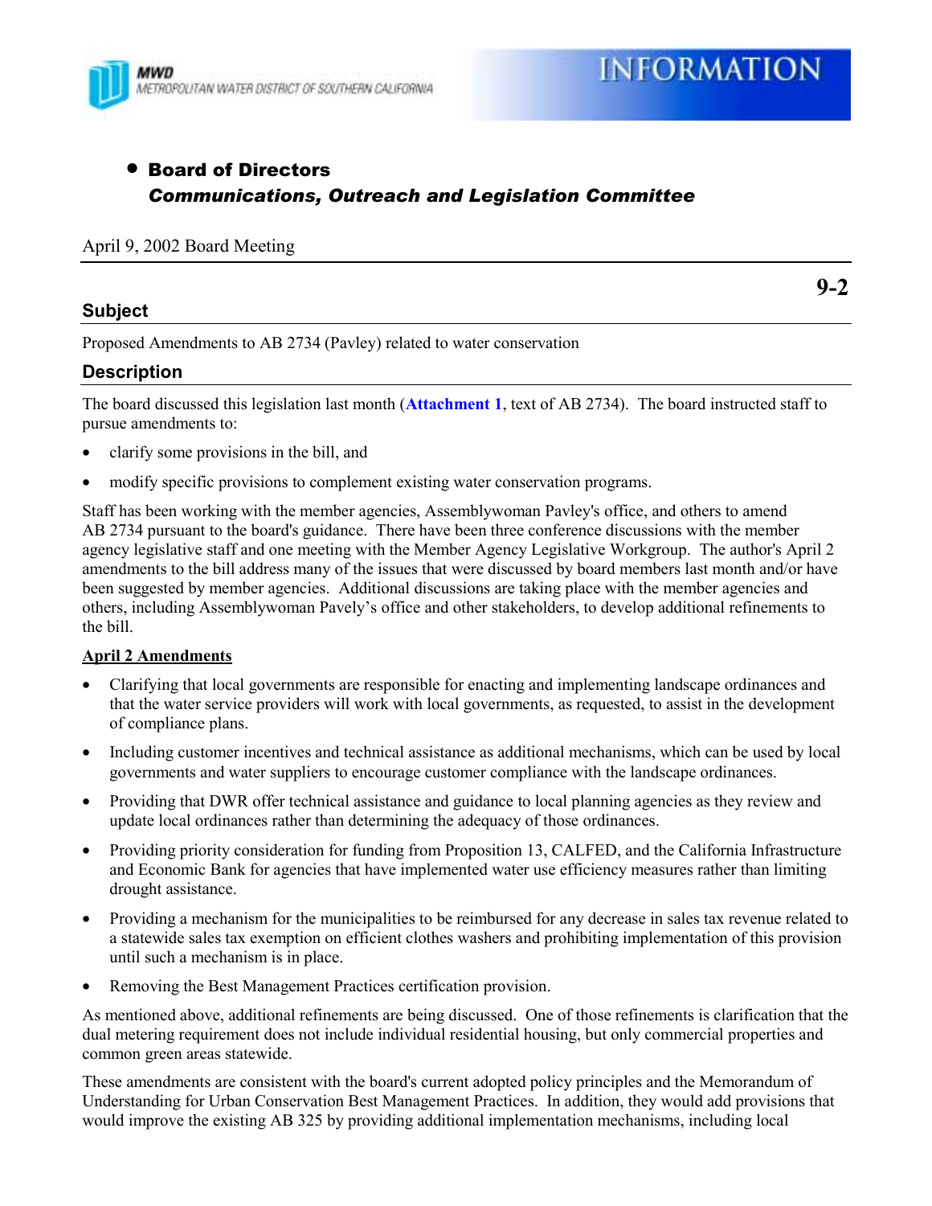MWD
METROPOLITAN WATER DISTRICT OF SOUTHERN CALIFORNIA

INFORMATION

- **Board of Directors**
  ***Communications, Outreach and Legislation Committee***

April 9, 2002 Board Meeting

**9-2**

## Subject

Proposed Amendments to AB 2734 (Pavley) related to water conservation

## Description

The board discussed this legislation last month (**Attachment 1**, text of AB 2734). The board instructed staff to pursue amendments to:

- clarify some provisions in the bill, and
- modify specific provisions to complement existing water conservation programs.

Staff has been working with the member agencies, Assemblywoman Pavley's office, and others to amend AB 2734 pursuant to the board's guidance. There have been three conference discussions with the member agency legislative staff and one meeting with the Member Agency Legislative Workgroup. The author's April 2 amendments to the bill address many of the issues that were discussed by board members last month and/or have been suggested by member agencies. Additional discussions are taking place with the member agencies and others, including Assemblywoman Pavely's office and other stakeholders, to develop additional refinements to the bill.

**April 2 Amendments**

- Clarifying that local governments are responsible for enacting and implementing landscape ordinances and that the water service providers will work with local governments, as requested, to assist in the development of compliance plans.
- Including customer incentives and technical assistance as additional mechanisms, which can be used by local governments and water suppliers to encourage customer compliance with the landscape ordinances.
- Providing that DWR offer technical assistance and guidance to local planning agencies as they review and update local ordinances rather than determining the adequacy of those ordinances.
- Providing priority consideration for funding from Proposition 13, CALFED, and the California Infrastructure and Economic Bank for agencies that have implemented water use efficiency measures rather than limiting drought assistance.
- Providing a mechanism for the municipalities to be reimbursed for any decrease in sales tax revenue related to a statewide sales tax exemption on efficient clothes washers and prohibiting implementation of this provision until such a mechanism is in place.
- Removing the Best Management Practices certification provision.

As mentioned above, additional refinements are being discussed. One of those refinements is clarification that the dual metering requirement does not include individual residential housing, but only commercial properties and common green areas statewide.

These amendments are consistent with the board's current adopted policy principles and the Memorandum of Understanding for Urban Conservation Best Management Practices. In addition, they would add provisions that would improve the existing AB 325 by providing additional implementation mechanisms, including local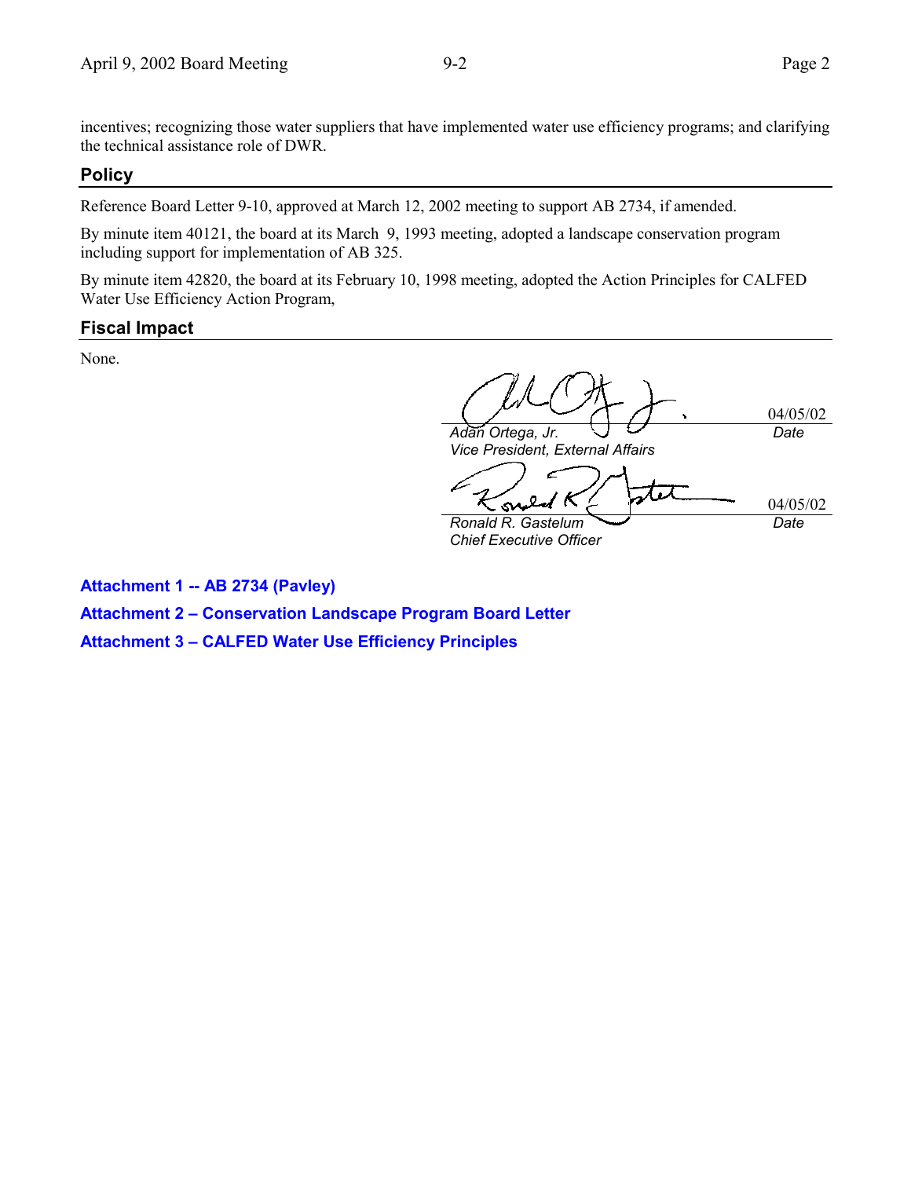incentives; recognizing those water suppliers that have implemented water use efficiency programs; and clarifying the technical assistance role of DWR.

## Policy

Reference Board Letter 9-10, approved at March 12, 2002 meeting to support AB 2734, if amended.

By minute item 40121, the board at its March 9, 1993 meeting, adopted a landscape conservation program including support for implementation of AB 325.

By minute item 42820, the board at its February 10, 1998 meeting, adopted the Action Principles for CALFED Water Use Efficiency Action Program,

## Fiscal Impact

None.

| | |
|---|---|
| 04/05/02 | |
| *Adán Ortega, Jr.* | *Date* |
| *Vice President, External Affairs* | |
| 04/05/02 | |
| *Ronald R. Gastelum* | *Date* |
| *Chief Executive Officer* | |

**Attachment 1 -- AB 2734 (Pavley)**

**Attachment 2 – Conservation Landscape Program Board Letter**

**Attachment 3 – CALFED Water Use Efficiency Principles**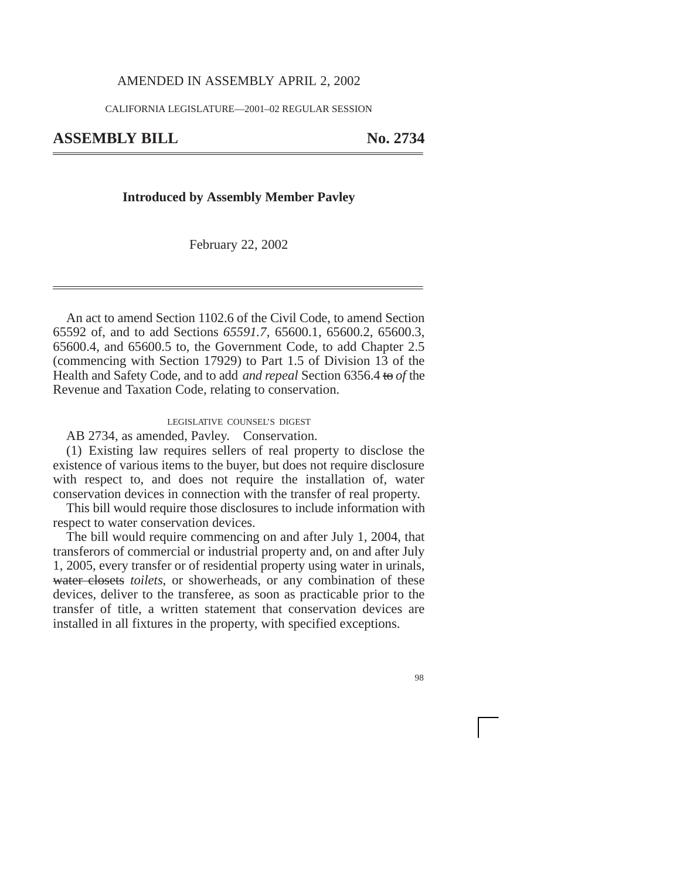AMENDED IN ASSEMBLY APRIL 2, 2002

CALIFORNIA LEGISLATURE—2001–02 REGULAR SESSION

**ASSEMBLY BILL No. 2734**

**Introduced by Assembly Member Pavley**

February 22, 2002

An act to amend Section 1102.6 of the Civil Code, to amend Section 65592 of, and to add Sections *65591.7,* 65600.1, 65600.2, 65600.3, 65600.4, and 65600.5 to, the Government Code, to add Chapter 2.5 (commencing with Section 17929) to Part 1.5 of Division 13 of the Health and Safety Code, and to add *and repeal* Section 6356.4 ~~to~~ *of* the Revenue and Taxation Code, relating to conservation.

LEGISLATIVE COUNSEL'S DIGEST

AB 2734, as amended, Pavley. Conservation.

(1) Existing law requires sellers of real property to disclose the existence of various items to the buyer, but does not require disclosure with respect to, and does not require the installation of, water conservation devices in connection with the transfer of real property.

This bill would require those disclosures to include information with respect to water conservation devices.

The bill would require commencing on and after July 1, 2004, that transferors of commercial or industrial property and, on and after July 1, 2005, every transfer or of residential property using water in urinals, ~~water closets~~ *toilets*, or showerheads, or any combination of these devices, deliver to the transferee, as soon as practicable prior to the transfer of title, a written statement that conservation devices are installed in all fixtures in the property, with specified exceptions.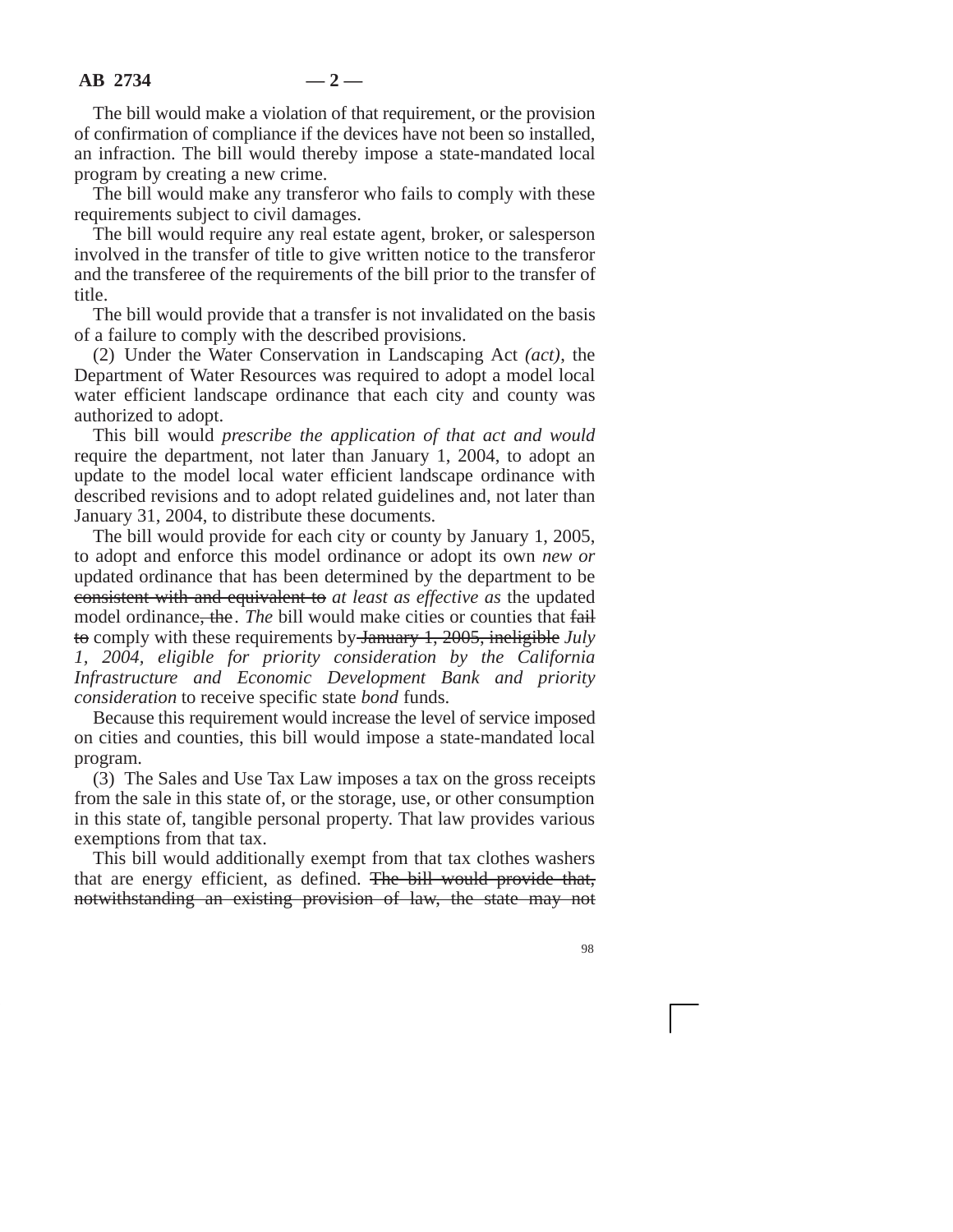The bill would make a violation of that requirement, or the provision of confirmation of compliance if the devices have not been so installed, an infraction. The bill would thereby impose a state-mandated local program by creating a new crime.

The bill would make any transferor who fails to comply with these requirements subject to civil damages.

The bill would require any real estate agent, broker, or salesperson involved in the transfer of title to give written notice to the transferor and the transferee of the requirements of the bill prior to the transfer of title.

The bill would provide that a transfer is not invalidated on the basis of a failure to comply with the described provisions.

(2) Under the Water Conservation in Landscaping Act *(act)*, the Department of Water Resources was required to adopt a model local water efficient landscape ordinance that each city and county was authorized to adopt.

This bill would *prescribe the application of that act and would* require the department, not later than January 1, 2004, to adopt an update to the model local water efficient landscape ordinance with described revisions and to adopt related guidelines and, not later than January 31, 2004, to distribute these documents.

The bill would provide for each city or county by January 1, 2005, to adopt and enforce this model ordinance or adopt its own *new or* updated ordinance that has been determined by the department to be ~~consistent with and equivalent to~~ *at least as effective as* the updated model ordinance~~, the~~. *The* bill would make cities or counties that ~~fail to~~ comply with these requirements by ~~January 1, 2005, ineligible~~ *July 1, 2004, eligible for priority consideration by the California Infrastructure and Economic Development Bank and priority consideration* to receive specific state *bond* funds.

Because this requirement would increase the level of service imposed on cities and counties, this bill would impose a state-mandated local program.

(3) The Sales and Use Tax Law imposes a tax on the gross receipts from the sale in this state of, or the storage, use, or other consumption in this state of, tangible personal property. That law provides various exemptions from that tax.

This bill would additionally exempt from that tax clothes washers that are energy efficient, as defined. ~~The bill would provide that, notwithstanding an existing provision of law, the state may not~~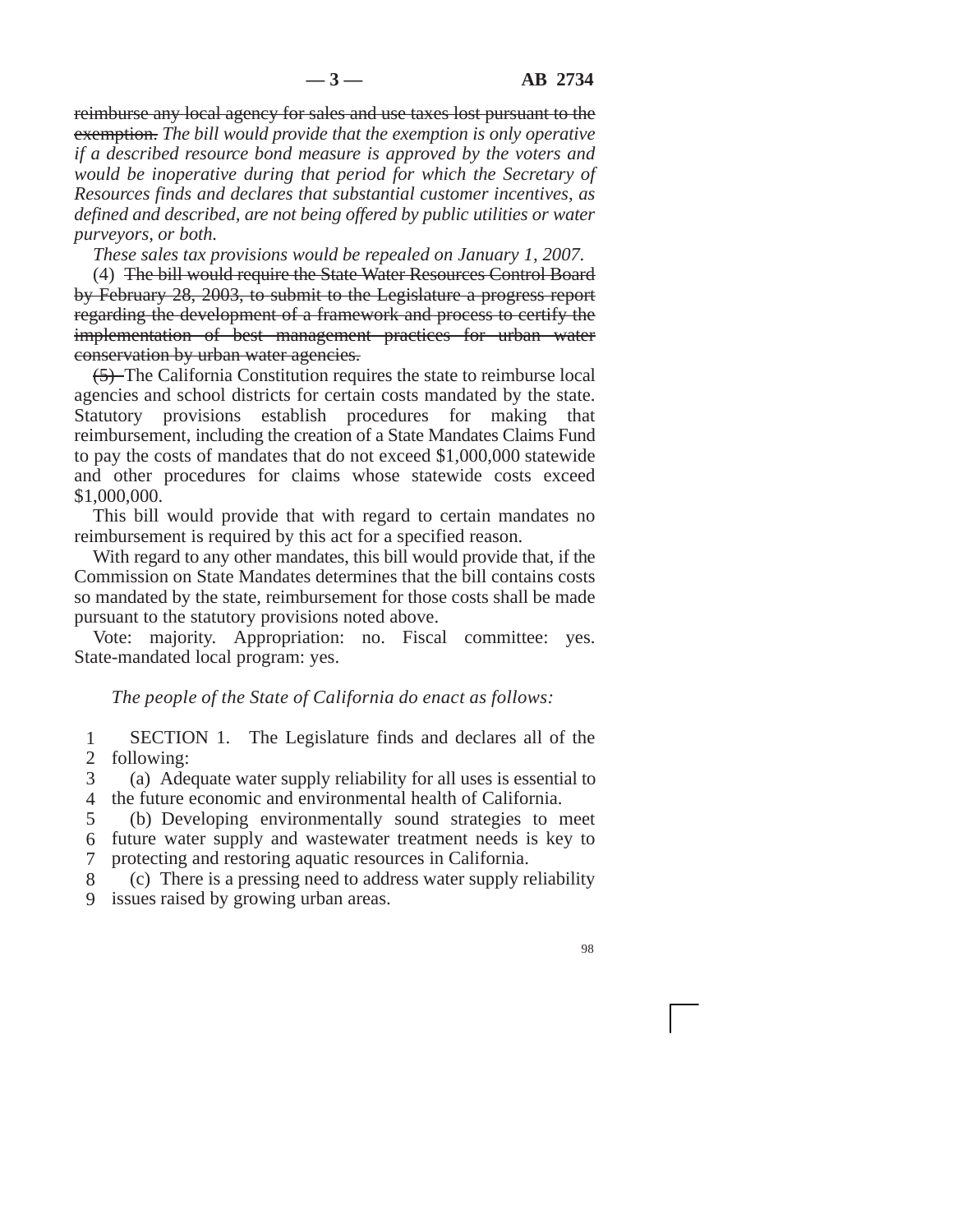~~reimburse any local agency for sales and use taxes lost pursuant to the exemption.~~ *The bill would provide that the exemption is only operative if a described resource bond measure is approved by the voters and would be inoperative during that period for which the Secretary of Resources finds and declares that substantial customer incentives, as defined and described, are not being offered by public utilities or water purveyors, or both.*

*These sales tax provisions would be repealed on January 1, 2007.*

(4) ~~The bill would require the State Water Resources Control Board by February 28, 2003, to submit to the Legislature a progress report regarding the development of a framework and process to certify the implementation of best management practices for urban water conservation by urban water agencies.~~

~~(5)~~ The California Constitution requires the state to reimburse local agencies and school districts for certain costs mandated by the state. Statutory provisions establish procedures for making that reimbursement, including the creation of a State Mandates Claims Fund to pay the costs of mandates that do not exceed $1,000,000 statewide and other procedures for claims whose statewide costs exceed $1,000,000.

This bill would provide that with regard to certain mandates no reimbursement is required by this act for a specified reason.

With regard to any other mandates, this bill would provide that, if the Commission on State Mandates determines that the bill contains costs so mandated by the state, reimbursement for those costs shall be made pursuant to the statutory provisions noted above.

Vote: majority. Appropriation: no. Fiscal committee: yes. State-mandated local program: yes.

*The people of the State of California do enact as follows:*

1 SECTION 1. The Legislature finds and declares all of the
2 following:
3 (a) Adequate water supply reliability for all uses is essential to
4 the future economic and environmental health of California.
5 (b) Developing environmentally sound strategies to meet
6 future water supply and wastewater treatment needs is key to
7 protecting and restoring aquatic resources in California.
8 (c) There is a pressing need to address water supply reliability
9 issues raised by growing urban areas.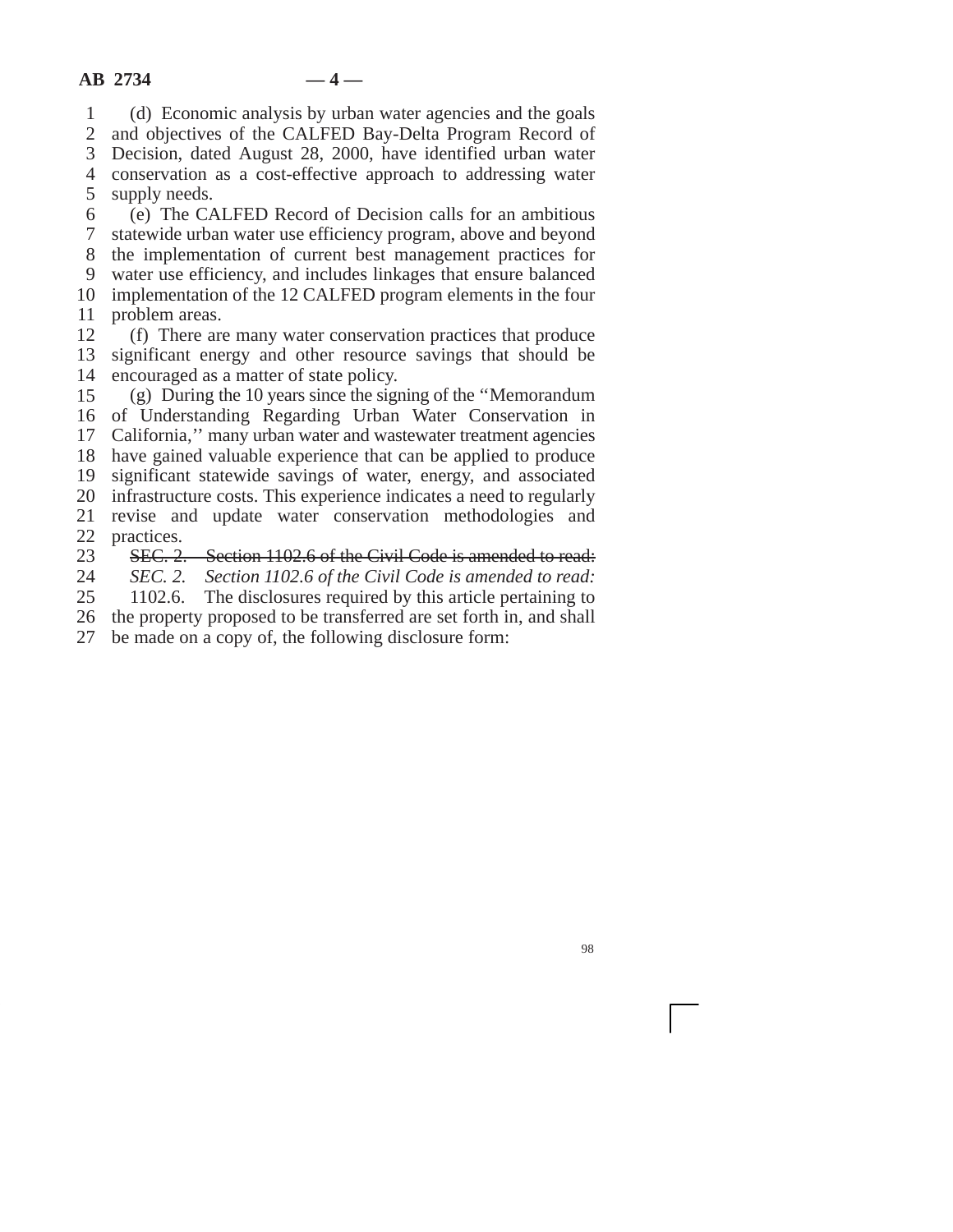(d) Economic analysis by urban water agencies and the goals and objectives of the CALFED Bay-Delta Program Record of Decision, dated August 28, 2000, have identified urban water conservation as a cost-effective approach to addressing water supply needs.

(e) The CALFED Record of Decision calls for an ambitious statewide urban water use efficiency program, above and beyond the implementation of current best management practices for water use efficiency, and includes linkages that ensure balanced implementation of the 12 CALFED program elements in the four problem areas.

(f) There are many water conservation practices that produce significant energy and other resource savings that should be encouraged as a matter of state policy.

(g) During the 10 years since the signing of the "Memorandum of Understanding Regarding Urban Water Conservation in California," many urban water and wastewater treatment agencies have gained valuable experience that can be applied to produce significant statewide savings of water, energy, and associated infrastructure costs. This experience indicates a need to regularly revise and update water conservation methodologies and practices.

~~SEC. 2. Section 1102.6 of the Civil Code is amended to read:~~

*SEC. 2. Section 1102.6 of the Civil Code is amended to read:*

1102.6. The disclosures required by this article pertaining to the property proposed to be transferred are set forth in, and shall be made on a copy of, the following disclosure form: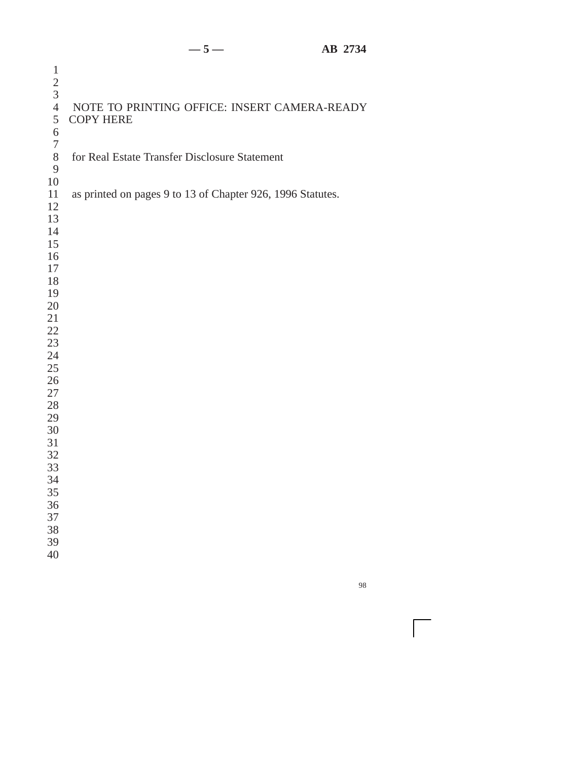NOTE TO PRINTING OFFICE: INSERT CAMERA-READY COPY HERE

for Real Estate Transfer Disclosure Statement

as printed on pages 9 to 13 of Chapter 926, 1996 Statutes.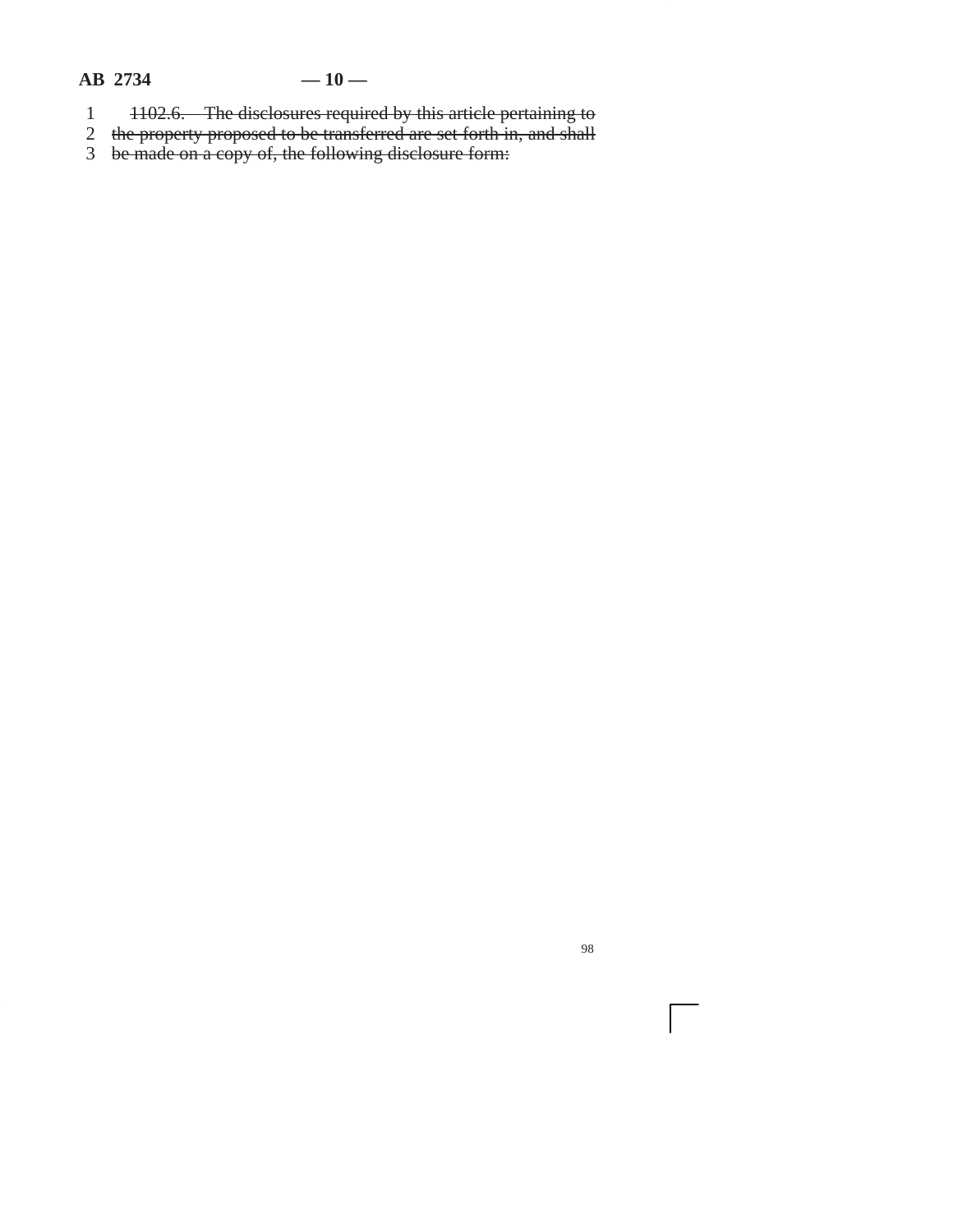~~1102.6. The disclosures required by this article pertaining to the property proposed to be transferred are set forth in, and shall be made on a copy of, the following disclosure form:~~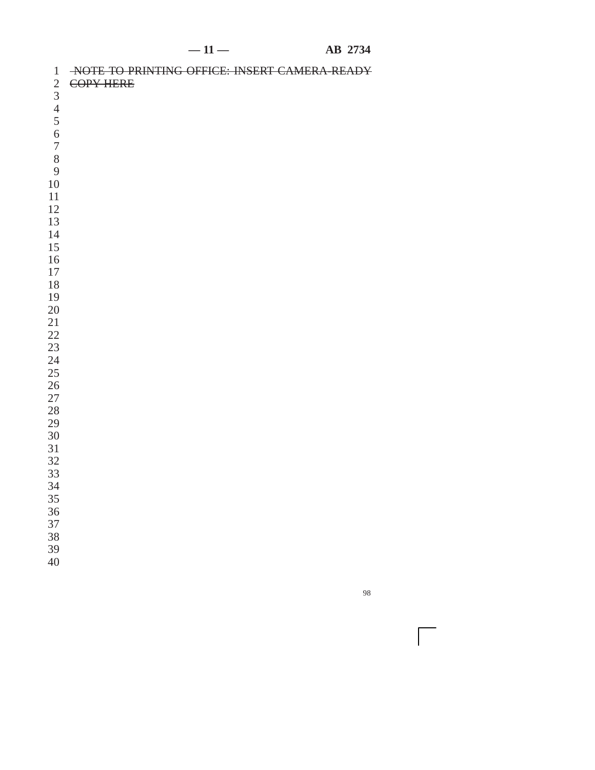~~NOTE TO PRINTING OFFICE: INSERT CAMERA-READY COPY HERE~~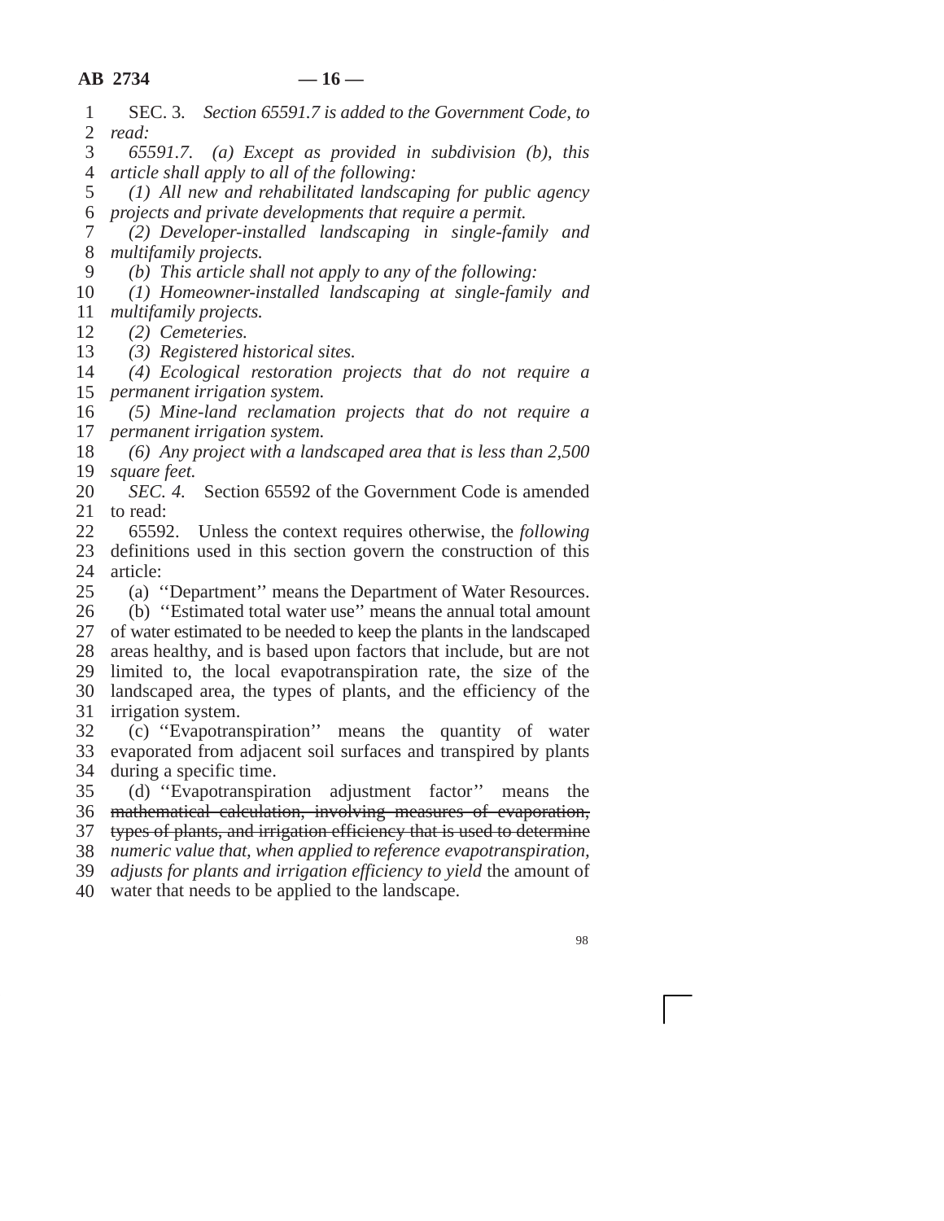SEC. 3. *Section 65591.7 is added to the Government Code, to read:*

*65591.7. (a) Except as provided in subdivision (b), this article shall apply to all of the following:*

*(1) All new and rehabilitated landscaping for public agency projects and private developments that require a permit.*

*(2) Developer-installed landscaping in single-family and multifamily projects.*

*(b) This article shall not apply to any of the following:*

*(1) Homeowner-installed landscaping at single-family and multifamily projects.*

*(2) Cemeteries.*

*(3) Registered historical sites.*

*(4) Ecological restoration projects that do not require a permanent irrigation system.*

*(5) Mine-land reclamation projects that do not require a permanent irrigation system.*

*(6) Any project with a landscaped area that is less than 2,500 square feet.*

*SEC. 4.* Section 65592 of the Government Code is amended to read:

65592. Unless the context requires otherwise, the *following* definitions used in this section govern the construction of this article:

(a) ''Department'' means the Department of Water Resources.

(b) ''Estimated total water use'' means the annual total amount of water estimated to be needed to keep the plants in the landscaped areas healthy, and is based upon factors that include, but are not limited to, the local evapotranspiration rate, the size of the landscaped area, the types of plants, and the efficiency of the irrigation system.

(c) ''Evapotranspiration'' means the quantity of water evaporated from adjacent soil surfaces and transpired by plants during a specific time.

(d) ''Evapotranspiration adjustment factor'' means the ~~mathematical calculation, involving measures of evaporation, types of plants, and irrigation efficiency that is used to determine~~ *numeric value that, when applied to reference evapotranspiration, adjusts for plants and irrigation efficiency to yield* the amount of water that needs to be applied to the landscape.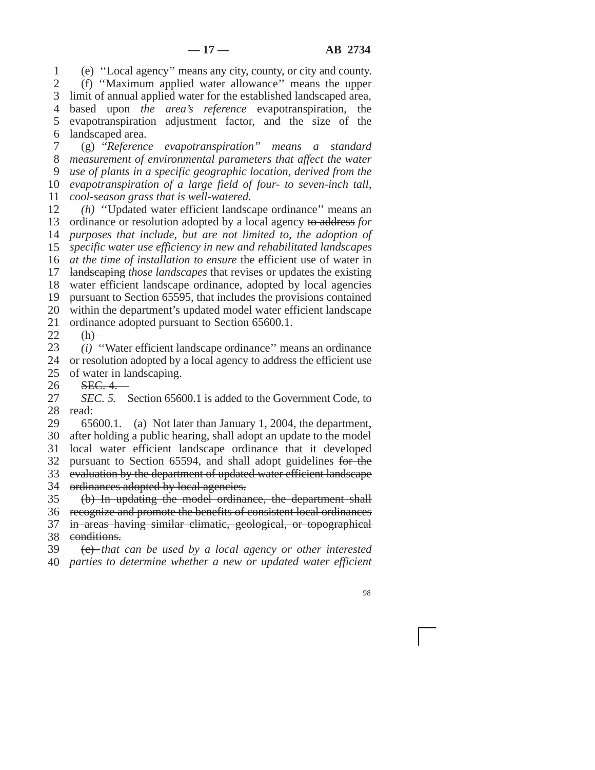(e) ''Local agency'' means any city, county, or city and county.

(f) ''Maximum applied water allowance'' means the upper limit of annual applied water for the established landscaped area, based upon *the area's reference* evapotranspiration, the evapotranspiration adjustment factor, and the size of the landscaped area.

(g) *''Reference evapotranspiration'' means a standard measurement of environmental parameters that affect the water use of plants in a specific geographic location, derived from the evapotranspiration of a large field of four- to seven-inch tall, cool-season grass that is well-watered.*

*(h)* ''Updated water efficient landscape ordinance'' means an ordinance or resolution adopted by a local agency ~~to address~~ *for purposes that include, but are not limited to, the adoption of specific water use efficiency in new and rehabilitated landscapes at the time of installation to ensure* the efficient use of water in ~~landscaping~~ *those landscapes* that revises or updates the existing water efficient landscape ordinance, adopted by local agencies pursuant to Section 65595, that includes the provisions contained within the department's updated model water efficient landscape ordinance adopted pursuant to Section 65600.1.

~~(h)~~

*(i)* ''Water efficient landscape ordinance'' means an ordinance or resolution adopted by a local agency to address the efficient use of water in landscaping.

~~SEC. 4.~~

*SEC. 5.* Section 65600.1 is added to the Government Code, to read:

65600.1. (a) Not later than January 1, 2004, the department, after holding a public hearing, shall adopt an update to the model local water efficient landscape ordinance that it developed pursuant to Section 65594, and shall adopt guidelines ~~for the evaluation by the department of updated water efficient landscape ordinances adopted by local agencies.~~

~~(b) In updating the model ordinance, the department shall recognize and promote the benefits of consistent local ordinances in areas having similar climatic, geological, or topographical conditions.~~

~~(c)~~ *that can be used by a local agency or other interested parties to determine whether a new or updated water efficient*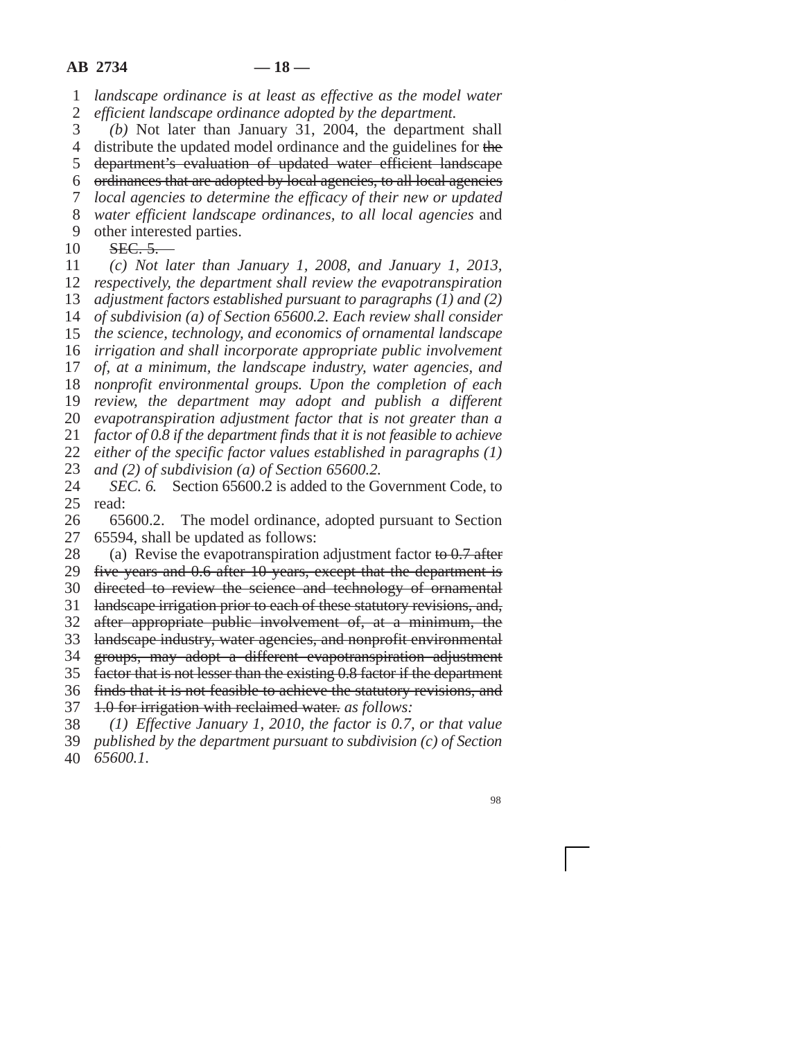*landscape ordinance is at least as effective as the model water efficient landscape ordinance adopted by the department.*

*(b)* Not later than January 31, 2004, the department shall distribute the updated model ordinance and the guidelines for ~~the department's evaluation of updated water efficient landscape ordinances that are adopted by local agencies, to all local agencies~~ *local agencies to determine the efficacy of their new or updated water efficient landscape ordinances, to all local agencies* and other interested parties.

~~SEC. 5.~~

*(c) Not later than January 1, 2008, and January 1, 2013, respectively, the department shall review the evapotranspiration adjustment factors established pursuant to paragraphs (1) and (2) of subdivision (a) of Section 65600.2. Each review shall consider the science, technology, and economics of ornamental landscape irrigation and shall incorporate appropriate public involvement of, at a minimum, the landscape industry, water agencies, and nonprofit environmental groups. Upon the completion of each review, the department may adopt and publish a different evapotranspiration adjustment factor that is not greater than a factor of 0.8 if the department finds that it is not feasible to achieve either of the specific factor values established in paragraphs (1) and (2) of subdivision (a) of Section 65600.2.*

*SEC. 6.* Section 65600.2 is added to the Government Code, to read:

65600.2. The model ordinance, adopted pursuant to Section 65594, shall be updated as follows:

(a) Revise the evapotranspiration adjustment factor ~~to 0.7 after five years and 0.6 after 10 years, except that the department is directed to review the science and technology of ornamental landscape irrigation prior to each of these statutory revisions, and, after appropriate public involvement of, at a minimum, the landscape industry, water agencies, and nonprofit environmental groups, may adopt a different evapotranspiration adjustment factor that is not lesser than the existing 0.8 factor if the department finds that it is not feasible to achieve the statutory revisions, and 1.0 for irrigation with reclaimed water.~~ *as follows:*

*(1) Effective January 1, 2010, the factor is 0.7, or that value published by the department pursuant to subdivision (c) of Section 65600.1.*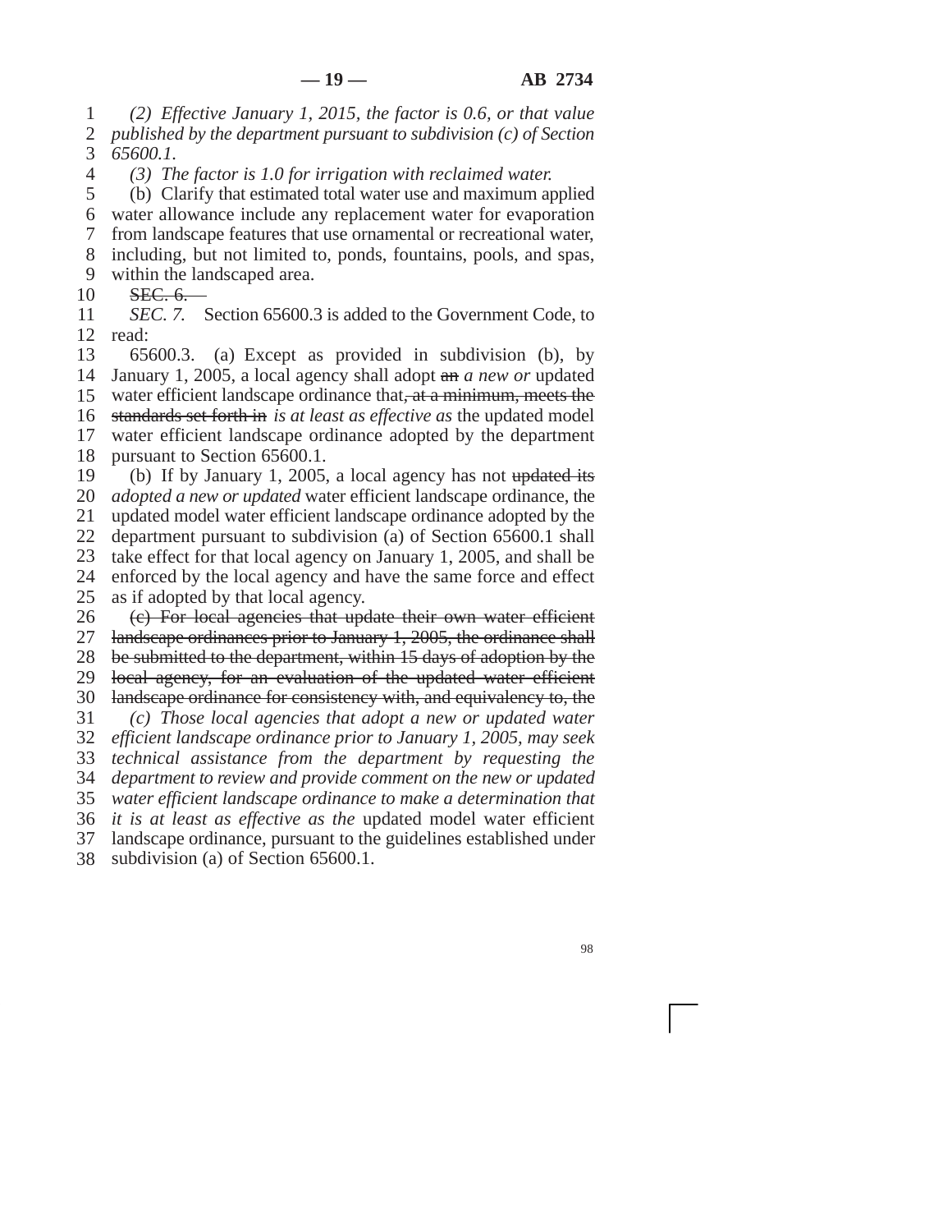*(2) Effective January 1, 2015, the factor is 0.6, or that value published by the department pursuant to subdivision (c) of Section 65600.1.*

*(3) The factor is 1.0 for irrigation with reclaimed water.*

(b) Clarify that estimated total water use and maximum applied water allowance include any replacement water for evaporation from landscape features that use ornamental or recreational water, including, but not limited to, ponds, fountains, pools, and spas, within the landscaped area.

~~SEC. 6.~~

*SEC. 7.* Section 65600.3 is added to the Government Code, to read:

65600.3. (a) Except as provided in subdivision (b), by January 1, 2005, a local agency shall adopt ~~an~~ *a new or* updated water efficient landscape ordinance that~~, at a minimum, meets the standards set forth in~~ *is at least as effective as* the updated model water efficient landscape ordinance adopted by the department pursuant to Section 65600.1.

(b) If by January 1, 2005, a local agency has not ~~updated its~~ *adopted a new or updated* water efficient landscape ordinance, the updated model water efficient landscape ordinance adopted by the department pursuant to subdivision (a) of Section 65600.1 shall take effect for that local agency on January 1, 2005, and shall be enforced by the local agency and have the same force and effect as if adopted by that local agency.

~~(c) For local agencies that update their own water efficient landscape ordinances prior to January 1, 2005, the ordinance shall be submitted to the department, within 15 days of adoption by the local agency, for an evaluation of the updated water efficient landscape ordinance for consistency with, and equivalency to, the~~

*(c) Those local agencies that adopt a new or updated water efficient landscape ordinance prior to January 1, 2005, may seek technical assistance from the department by requesting the department to review and provide comment on the new or updated water efficient landscape ordinance to make a determination that it is at least as effective as the* updated model water efficient landscape ordinance, pursuant to the guidelines established under subdivision (a) of Section 65600.1.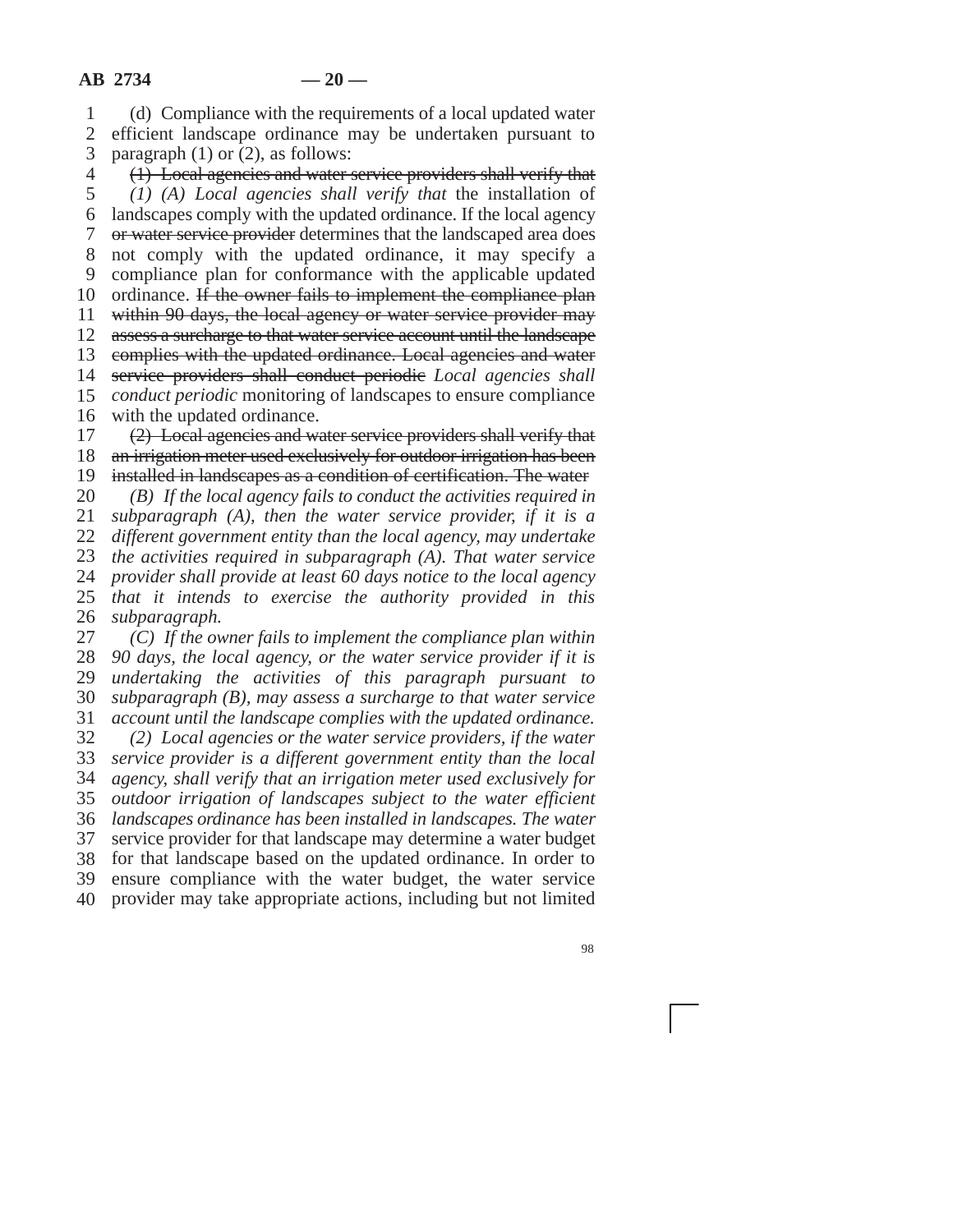(d) Compliance with the requirements of a local updated water efficient landscape ordinance may be undertaken pursuant to paragraph (1) or (2), as follows:

~~(1) Local agencies and water service providers shall verify that~~ *(1) (A) Local agencies shall verify that* the installation of landscapes comply with the updated ordinance. If the local agency ~~or water service provider~~ determines that the landscaped area does not comply with the updated ordinance, it may specify a compliance plan for conformance with the applicable updated ordinance. ~~If the owner fails to implement the compliance plan within 90 days, the local agency or water service provider may assess a surcharge to that water service account until the landscape complies with the updated ordinance. Local agencies and water service providers shall conduct periodic~~ *Local agencies shall conduct periodic* monitoring of landscapes to ensure compliance with the updated ordinance.

~~(2) Local agencies and water service providers shall verify that an irrigation meter used exclusively for outdoor irrigation has been installed in landscapes as a condition of certification. The water~~

*(B) If the local agency fails to conduct the activities required in subparagraph (A), then the water service provider, if it is a different government entity than the local agency, may undertake the activities required in subparagraph (A). That water service provider shall provide at least 60 days notice to the local agency that it intends to exercise the authority provided in this subparagraph.*

*(C) If the owner fails to implement the compliance plan within 90 days, the local agency, or the water service provider if it is undertaking the activities of this paragraph pursuant to subparagraph (B), may assess a surcharge to that water service account until the landscape complies with the updated ordinance.*

*(2) Local agencies or the water service providers, if the water service provider is a different government entity than the local agency, shall verify that an irrigation meter used exclusively for outdoor irrigation of landscapes subject to the water efficient landscapes ordinance has been installed in landscapes. The water* service provider for that landscape may determine a water budget for that landscape based on the updated ordinance. In order to ensure compliance with the water budget, the water service provider may take appropriate actions, including but not limited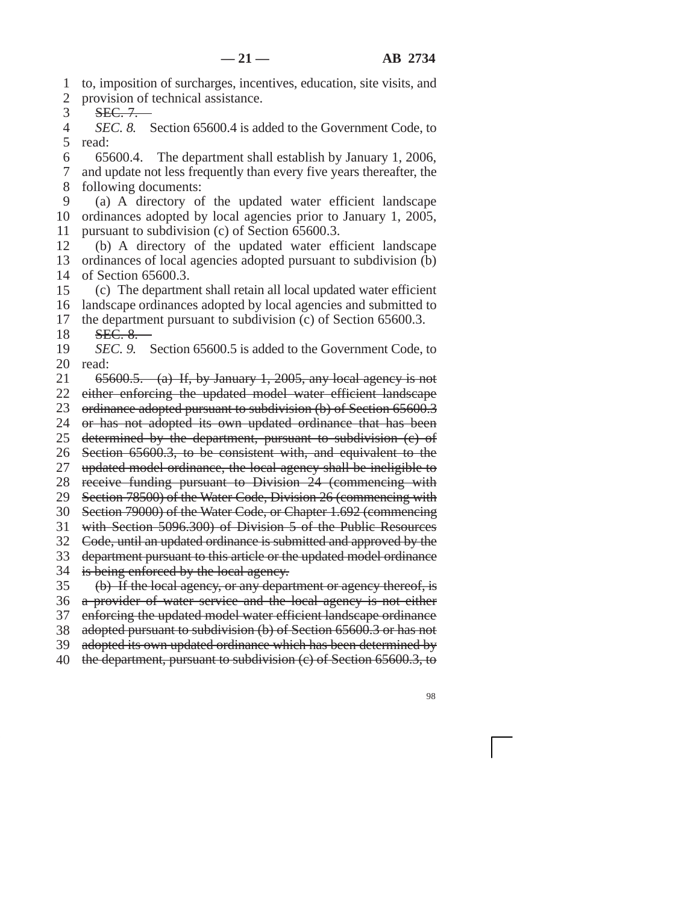to, imposition of surcharges, incentives, education, site visits, and provision of technical assistance.

~~SEC. 7.~~

*SEC. 8.* Section 65600.4 is added to the Government Code, to read:

65600.4. The department shall establish by January 1, 2006, and update not less frequently than every five years thereafter, the following documents:

(a) A directory of the updated water efficient landscape ordinances adopted by local agencies prior to January 1, 2005, pursuant to subdivision (c) of Section 65600.3.

(b) A directory of the updated water efficient landscape ordinances of local agencies adopted pursuant to subdivision (b) of Section 65600.3.

(c) The department shall retain all local updated water efficient landscape ordinances adopted by local agencies and submitted to the department pursuant to subdivision (c) of Section 65600.3.

~~SEC. 8.~~

*SEC. 9.* Section 65600.5 is added to the Government Code, to read:

~~65600.5. (a) If, by January 1, 2005, any local agency is not either enforcing the updated model water efficient landscape ordinance adopted pursuant to subdivision (b) of Section 65600.3 or has not adopted its own updated ordinance that has been determined by the department, pursuant to subdivision (c) of Section 65600.3, to be consistent with, and equivalent to the updated model ordinance, the local agency shall be ineligible to receive funding pursuant to Division 24 (commencing with Section 78500) of the Water Code, Division 26 (commencing with Section 79000) of the Water Code, or Chapter 1.692 (commencing with Section 5096.300) of Division 5 of the Public Resources Code, until an updated ordinance is submitted and approved by the department pursuant to this article or the updated model ordinance is being enforced by the local agency.~~

~~(b) If the local agency, or any department or agency thereof, is a provider of water service and the local agency is not either enforcing the updated model water efficient landscape ordinance adopted pursuant to subdivision (b) of Section 65600.3 or has not adopted its own updated ordinance which has been determined by the department, pursuant to subdivision (c) of Section 65600.3, to~~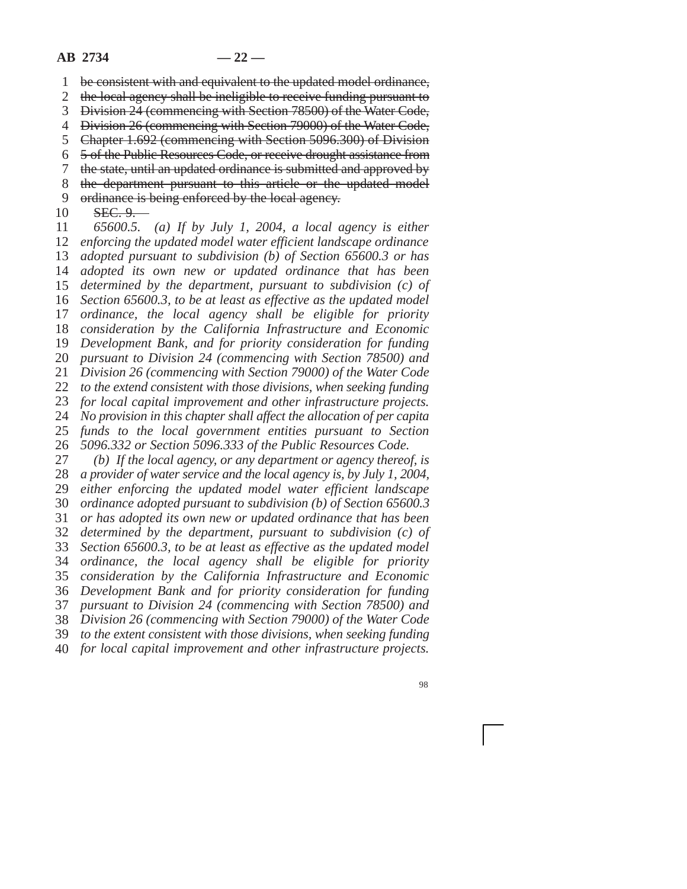~~be consistent with and equivalent to the updated model ordinance, the local agency shall be ineligible to receive funding pursuant to Division 24 (commencing with Section 78500) of the Water Code, Division 26 (commencing with Section 79000) of the Water Code, Chapter 1.692 (commencing with Section 5096.300) of Division 5 of the Public Resources Code, or receive drought assistance from the state, until an updated ordinance is submitted and approved by the department pursuant to this article or the updated model ordinance is being enforced by the local agency.~~

~~SEC. 9.~~

*65600.5. (a) If by July 1, 2004, a local agency is either enforcing the updated model water efficient landscape ordinance adopted pursuant to subdivision (b) of Section 65600.3 or has adopted its own new or updated ordinance that has been determined by the department, pursuant to subdivision (c) of Section 65600.3, to be at least as effective as the updated model ordinance, the local agency shall be eligible for priority consideration by the California Infrastructure and Economic Development Bank, and for priority consideration for funding pursuant to Division 24 (commencing with Section 78500) and Division 26 (commencing with Section 79000) of the Water Code to the extend consistent with those divisions, when seeking funding for local capital improvement and other infrastructure projects. No provision in this chapter shall affect the allocation of per capita funds to the local government entities pursuant to Section 5096.332 or Section 5096.333 of the Public Resources Code.*

*(b) If the local agency, or any department or agency thereof, is a provider of water service and the local agency is, by July 1, 2004, either enforcing the updated model water efficient landscape ordinance adopted pursuant to subdivision (b) of Section 65600.3 or has adopted its own new or updated ordinance that has been determined by the department, pursuant to subdivision (c) of Section 65600.3, to be at least as effective as the updated model ordinance, the local agency shall be eligible for priority consideration by the California Infrastructure and Economic Development Bank and for priority consideration for funding pursuant to Division 24 (commencing with Section 78500) and Division 26 (commencing with Section 79000) of the Water Code to the extent consistent with those divisions, when seeking funding for local capital improvement and other infrastructure projects.*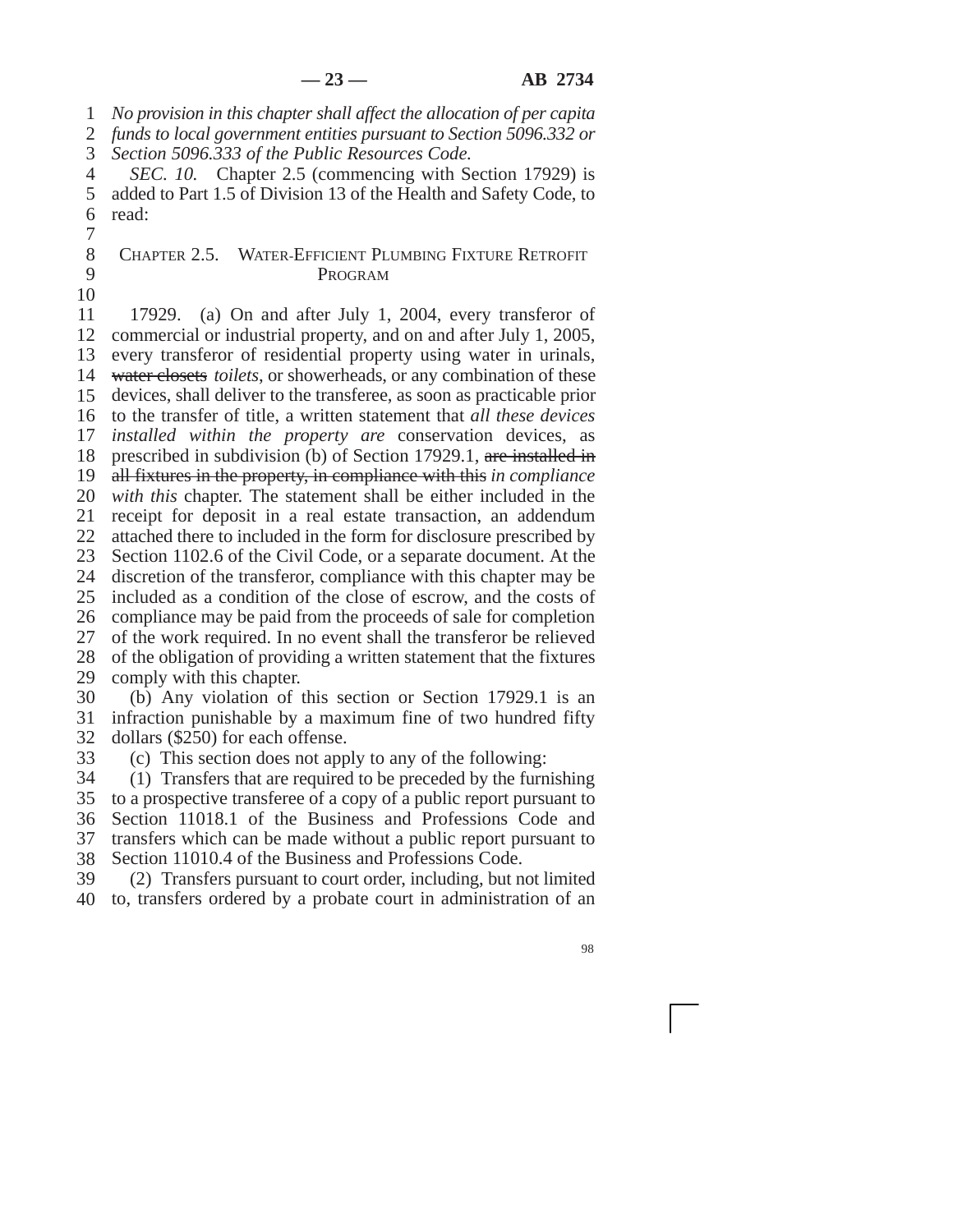*No provision in this chapter shall affect the allocation of per capita funds to local government entities pursuant to Section 5096.332 or Section 5096.333 of the Public Resources Code.*

*SEC. 10.* Chapter 2.5 (commencing with Section 17929) is added to Part 1.5 of Division 13 of the Health and Safety Code, to read:

## Chapter 2.5. Water-Efficient Plumbing Fixture Retrofit Program

17929. (a) On and after July 1, 2004, every transferor of commercial or industrial property, and on and after July 1, 2005, every transferor of residential property using water in urinals, ~~water closets~~ *toilets*, or showerheads, or any combination of these devices, shall deliver to the transferee, as soon as practicable prior to the transfer of title, a written statement that *all these devices installed within the property are* conservation devices, as prescribed in subdivision (b) of Section 17929.1, ~~are installed in all fixtures in the property, in compliance with this~~ *in compliance with this* chapter. The statement shall be either included in the receipt for deposit in a real estate transaction, an addendum attached there to included in the form for disclosure prescribed by Section 1102.6 of the Civil Code, or a separate document. At the discretion of the transferor, compliance with this chapter may be included as a condition of the close of escrow, and the costs of compliance may be paid from the proceeds of sale for completion of the work required. In no event shall the transferor be relieved of the obligation of providing a written statement that the fixtures comply with this chapter.

(b) Any violation of this section or Section 17929.1 is an infraction punishable by a maximum fine of two hundred fifty dollars ($250) for each offense.

(c) This section does not apply to any of the following:

(1) Transfers that are required to be preceded by the furnishing to a prospective transferee of a copy of a public report pursuant to Section 11018.1 of the Business and Professions Code and transfers which can be made without a public report pursuant to Section 11010.4 of the Business and Professions Code.

(2) Transfers pursuant to court order, including, but not limited to, transfers ordered by a probate court in administration of an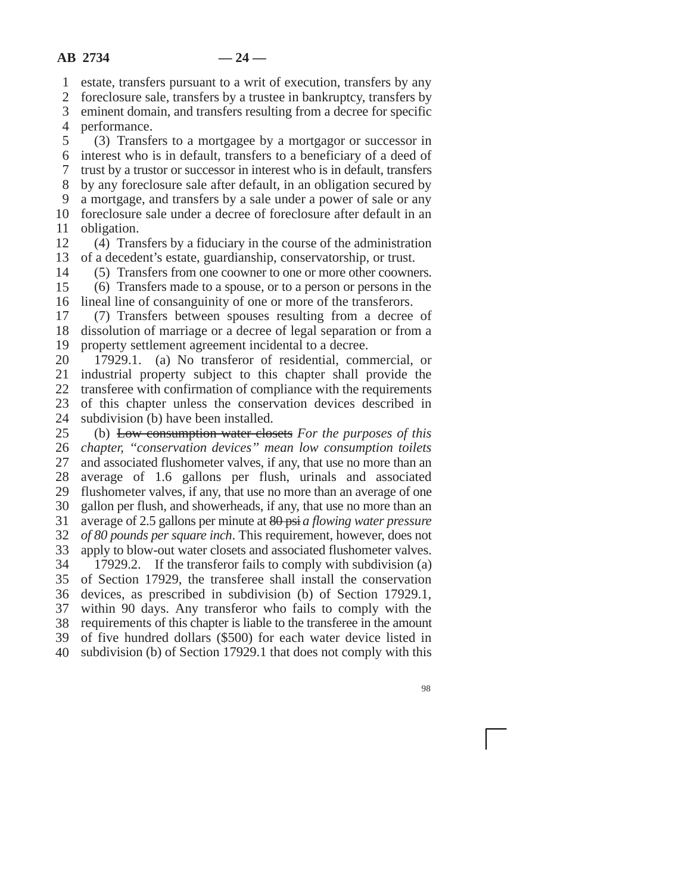estate, transfers pursuant to a writ of execution, transfers by any foreclosure sale, transfers by a trustee in bankruptcy, transfers by eminent domain, and transfers resulting from a decree for specific performance.

(3) Transfers to a mortgagee by a mortgagor or successor in interest who is in default, transfers to a beneficiary of a deed of trust by a trustor or successor in interest who is in default, transfers by any foreclosure sale after default, in an obligation secured by a mortgage, and transfers by a sale under a power of sale or any foreclosure sale under a decree of foreclosure after default in an obligation.

(4) Transfers by a fiduciary in the course of the administration of a decedent's estate, guardianship, conservatorship, or trust.

(5) Transfers from one coowner to one or more other coowners.

(6) Transfers made to a spouse, or to a person or persons in the lineal line of consanguinity of one or more of the transferors.

(7) Transfers between spouses resulting from a decree of dissolution of marriage or a decree of legal separation or from a property settlement agreement incidental to a decree.

17929.1. (a) No transferor of residential, commercial, or industrial property subject to this chapter shall provide the transferee with confirmation of compliance with the requirements of this chapter unless the conservation devices described in subdivision (b) have been installed.

(b) ~~Low consumption water closets~~ *For the purposes of this chapter, "conservation devices" mean low consumption toilets* and associated flushometer valves, if any, that use no more than an average of 1.6 gallons per flush, urinals and associated flushometer valves, if any, that use no more than an average of one gallon per flush, and showerheads, if any, that use no more than an average of 2.5 gallons per minute at ~~80 psi~~ *a flowing water pressure of 80 pounds per square inch*. This requirement, however, does not apply to blow-out water closets and associated flushometer valves.

17929.2. If the transferor fails to comply with subdivision (a) of Section 17929, the transferee shall install the conservation devices, as prescribed in subdivision (b) of Section 17929.1, within 90 days. Any transferor who fails to comply with the requirements of this chapter is liable to the transferee in the amount of five hundred dollars ($500) for each water device listed in subdivision (b) of Section 17929.1 that does not comply with this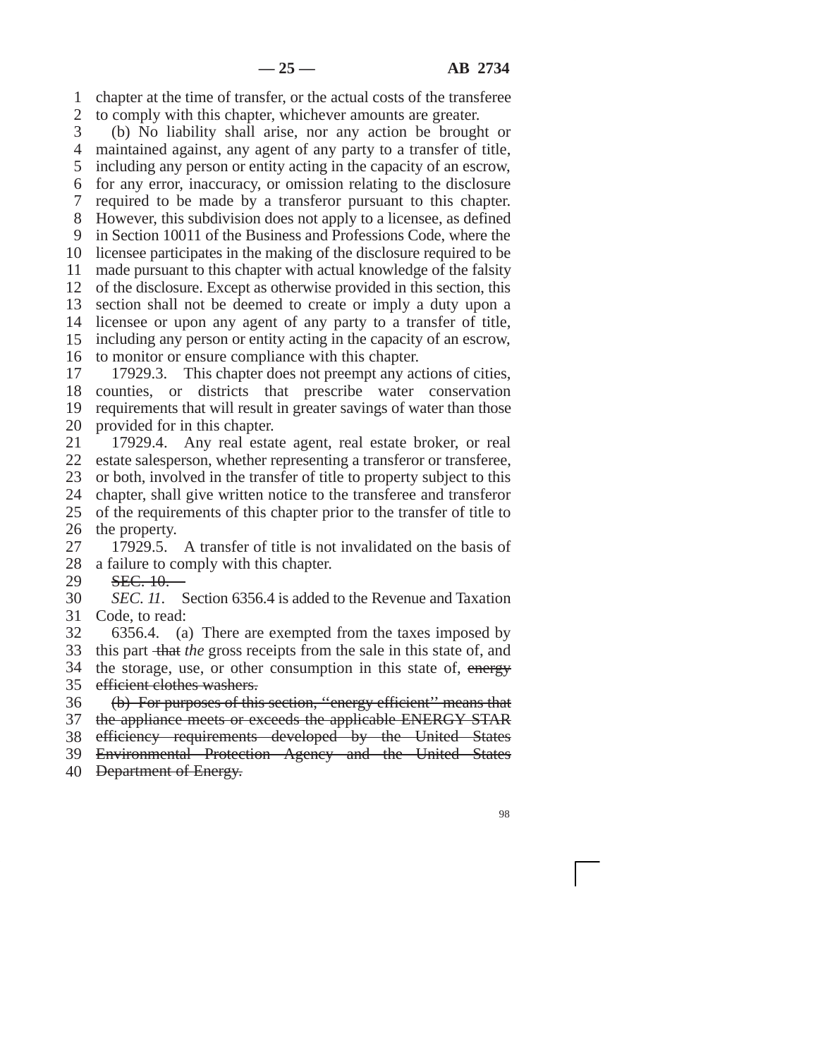chapter at the time of transfer, or the actual costs of the transferee to comply with this chapter, whichever amounts are greater.

(b) No liability shall arise, nor any action be brought or maintained against, any agent of any party to a transfer of title, including any person or entity acting in the capacity of an escrow, for any error, inaccuracy, or omission relating to the disclosure required to be made by a transferor pursuant to this chapter. However, this subdivision does not apply to a licensee, as defined in Section 10011 of the Business and Professions Code, where the licensee participates in the making of the disclosure required to be made pursuant to this chapter with actual knowledge of the falsity of the disclosure. Except as otherwise provided in this section, this section shall not be deemed to create or imply a duty upon a licensee or upon any agent of any party to a transfer of title, including any person or entity acting in the capacity of an escrow, to monitor or ensure compliance with this chapter.

17929.3. This chapter does not preempt any actions of cities, counties, or districts that prescribe water conservation requirements that will result in greater savings of water than those provided for in this chapter.

17929.4. Any real estate agent, real estate broker, or real estate salesperson, whether representing a transferor or transferee, or both, involved in the transfer of title to property subject to this chapter, shall give written notice to the transferee and transferor of the requirements of this chapter prior to the transfer of title to the property.

17929.5. A transfer of title is not invalidated on the basis of a failure to comply with this chapter.

~~SEC. 10.~~

*SEC. 11.* Section 6356.4 is added to the Revenue and Taxation Code, to read:

6356.4. (a) There are exempted from the taxes imposed by this part ~~that~~ *the* gross receipts from the sale in this state of, and the storage, use, or other consumption in this state of, ~~energy efficient clothes washers.~~

~~(b) For purposes of this section, "energy efficient" means that the appliance meets or exceeds the applicable ENERGY STAR efficiency requirements developed by the United States Environmental Protection Agency and the United States Department of Energy.~~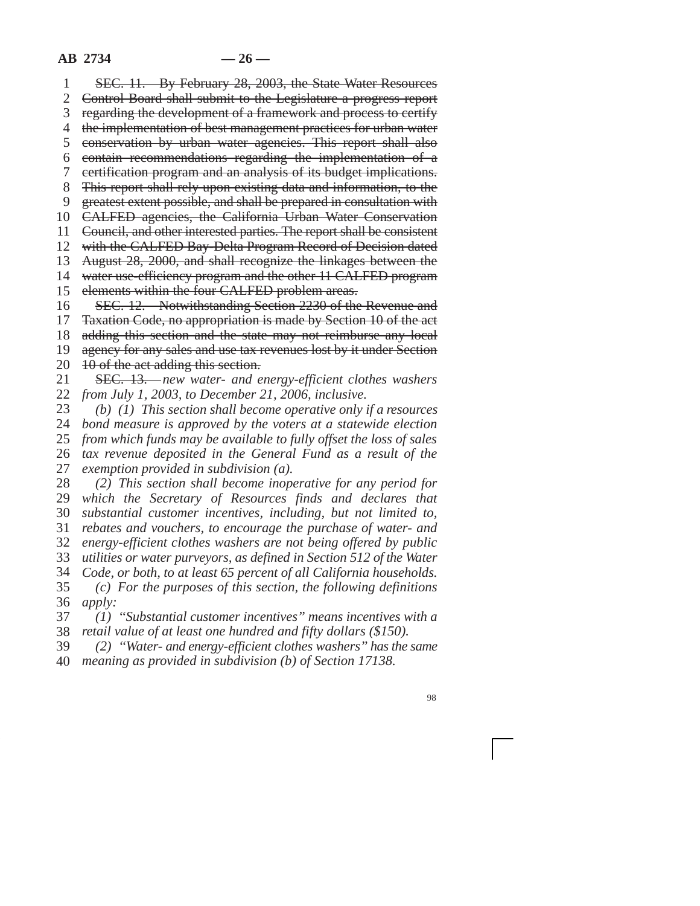~~SEC. 11. By February 28, 2003, the State Water Resources Control Board shall submit to the Legislature a progress report regarding the development of a framework and process to certify the implementation of best management practices for urban water conservation by urban water agencies. This report shall also contain recommendations regarding the implementation of a certification program and an analysis of its budget implications. This report shall rely upon existing data and information, to the greatest extent possible, and shall be prepared in consultation with CALFED agencies, the California Urban Water Conservation Council, and other interested parties. The report shall be consistent with the CALFED Bay-Delta Program Record of Decision dated August 28, 2000, and shall recognize the linkages between the water use efficiency program and the other 11 CALFED program elements within the four CALFED problem areas.~~

~~SEC. 12. Notwithstanding Section 2230 of the Revenue and Taxation Code, no appropriation is made by Section 10 of the act adding this section and the state may not reimburse any local agency for any sales and use tax revenues lost by it under Section 10 of the act adding this section.~~

~~SEC. 13.~~ *new water- and energy-efficient clothes washers from July 1, 2003, to December 21, 2006, inclusive.*

*(b) (1) This section shall become operative only if a resources bond measure is approved by the voters at a statewide election from which funds may be available to fully offset the loss of sales tax revenue deposited in the General Fund as a result of the exemption provided in subdivision (a).*

*(2) This section shall become inoperative for any period for which the Secretary of Resources finds and declares that substantial customer incentives, including, but not limited to, rebates and vouchers, to encourage the purchase of water- and energy-efficient clothes washers are not being offered by public utilities or water purveyors, as defined in Section 512 of the Water Code, or both, to at least 65 percent of all California households.*

*(c) For the purposes of this section, the following definitions apply:*

*(1) "Substantial customer incentives" means incentives with a retail value of at least one hundred and fifty dollars ($150).*

*(2) "Water- and energy-efficient clothes washers" has the same meaning as provided in subdivision (b) of Section 17138.*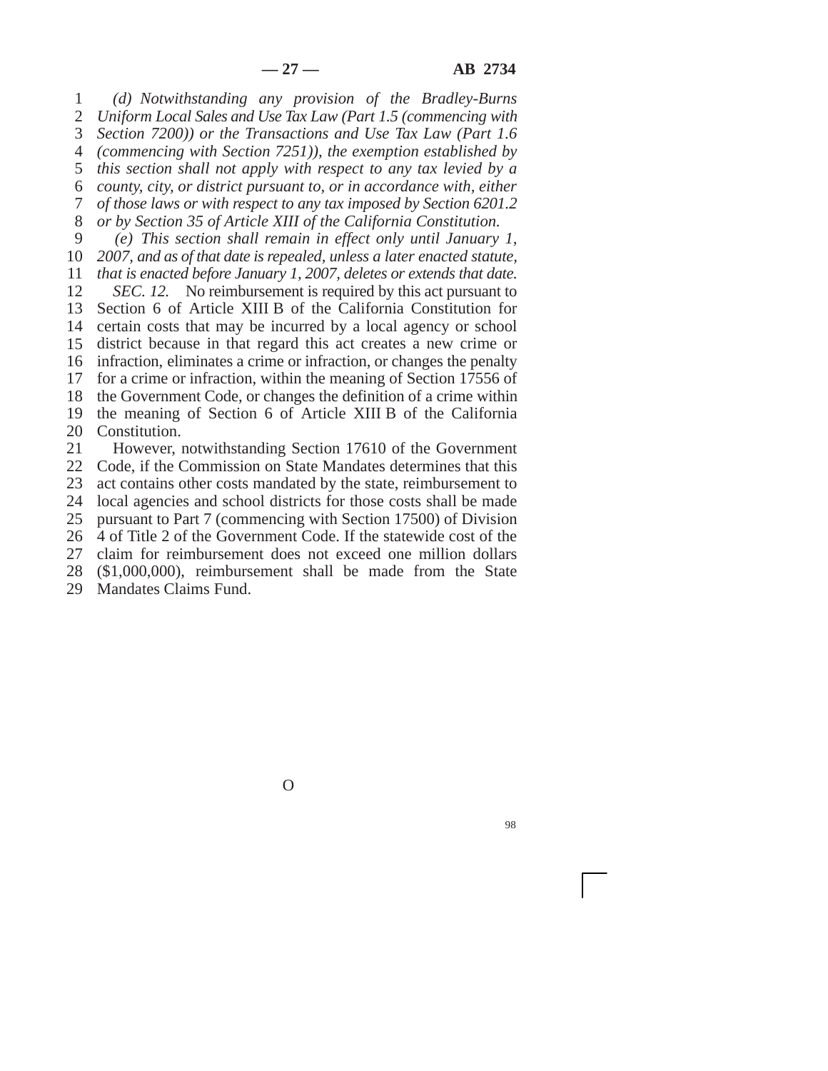*(d) Notwithstanding any provision of the Bradley-Burns Uniform Local Sales and Use Tax Law (Part 1.5 (commencing with Section 7200)) or the Transactions and Use Tax Law (Part 1.6 (commencing with Section 7251)), the exemption established by this section shall not apply with respect to any tax levied by a county, city, or district pursuant to, or in accordance with, either of those laws or with respect to any tax imposed by Section 6201.2 or by Section 35 of Article XIII of the California Constitution.*

*(e) This section shall remain in effect only until January 1, 2007, and as of that date is repealed, unless a later enacted statute, that is enacted before January 1, 2007, deletes or extends that date.*

*SEC. 12.* No reimbursement is required by this act pursuant to Section 6 of Article XIII B of the California Constitution for certain costs that may be incurred by a local agency or school district because in that regard this act creates a new crime or infraction, eliminates a crime or infraction, or changes the penalty for a crime or infraction, within the meaning of Section 17556 of the Government Code, or changes the definition of a crime within the meaning of Section 6 of Article XIII B of the California Constitution.

However, notwithstanding Section 17610 of the Government Code, if the Commission on State Mandates determines that this act contains other costs mandated by the state, reimbursement to local agencies and school districts for those costs shall be made pursuant to Part 7 (commencing with Section 17500) of Division 4 of Title 2 of the Government Code. If the statewide cost of the claim for reimbursement does not exceed one million dollars ($1,000,000), reimbursement shall be made from the State Mandates Claims Fund.

O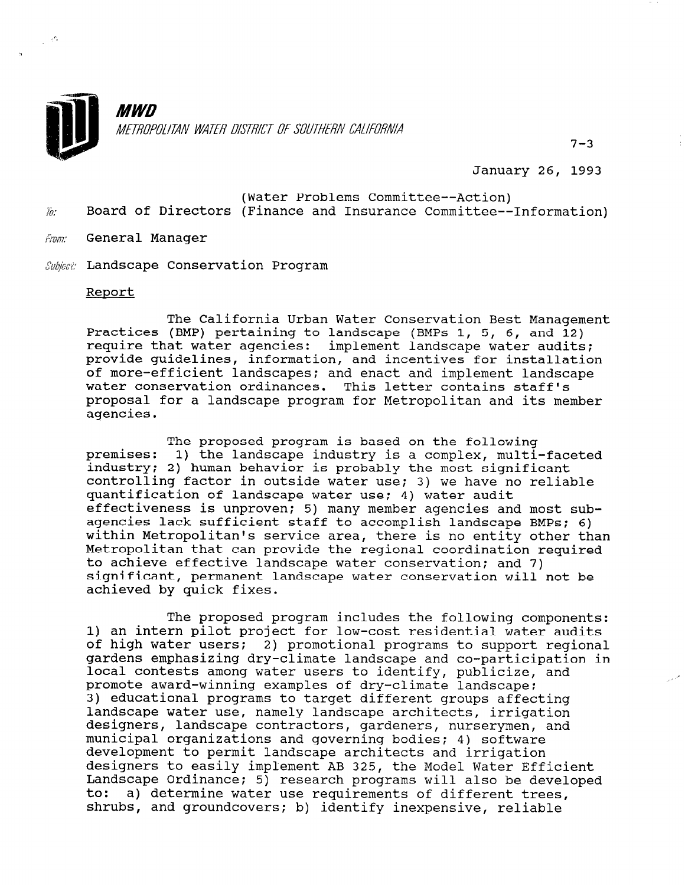**MWD**
*METROPOLITAN WATER DISTRICT OF SOUTHERN CALIFORNIA*

7-3

January 26, 1993

To: Board of Directors (Water Problems Committee--Action) (Finance and Insurance Committee--Information)

From: General Manager

Subject: Landscape Conservation Program

Report

The California Urban Water Conservation Best Management Practices (BMP) pertaining to landscape (BMPs 1, 5, 6, and 12) require that water agencies: implement landscape water audits; provide guidelines, information, and incentives for installation of more-efficient landscapes; and enact and implement landscape water conservation ordinances. This letter contains staff's proposal for a landscape program for Metropolitan and its member agencies.

The proposed program is based on the following premises: 1) the landscape industry is a complex, multi-faceted industry; 2) human behavior is probably the most significant controlling factor in outside water use; 3) we have no reliable quantification of landscape water use; 4) water audit effectiveness is unproven; 5) many member agencies and most sub-agencies lack sufficient staff to accomplish landscape BMPs; 6) within Metropolitan's service area, there is no entity other than Metropolitan that can provide the regional coordination required to achieve effective landscape water conservation; and 7) significant, permanent landscape water conservation will not be achieved by quick fixes.

The proposed program includes the following components: 1) an intern pilot project for low-cost residential water audits of high water users; 2) promotional programs to support regional gardens emphasizing dry-climate landscape and co-participation in local contests among water users to identify, publicize, and promote award-winning examples of dry-climate landscape; 3) educational programs to target different groups affecting landscape water use, namely landscape architects, irrigation designers, landscape contractors, gardeners, nurserymen, and municipal organizations and governing bodies; 4) software development to permit landscape architects and irrigation designers to easily implement AB 325, the Model Water Efficient Landscape Ordinance; 5) research programs will also be developed to: a) determine water use requirements of different trees, shrubs, and groundcovers; b) identify inexpensive, reliable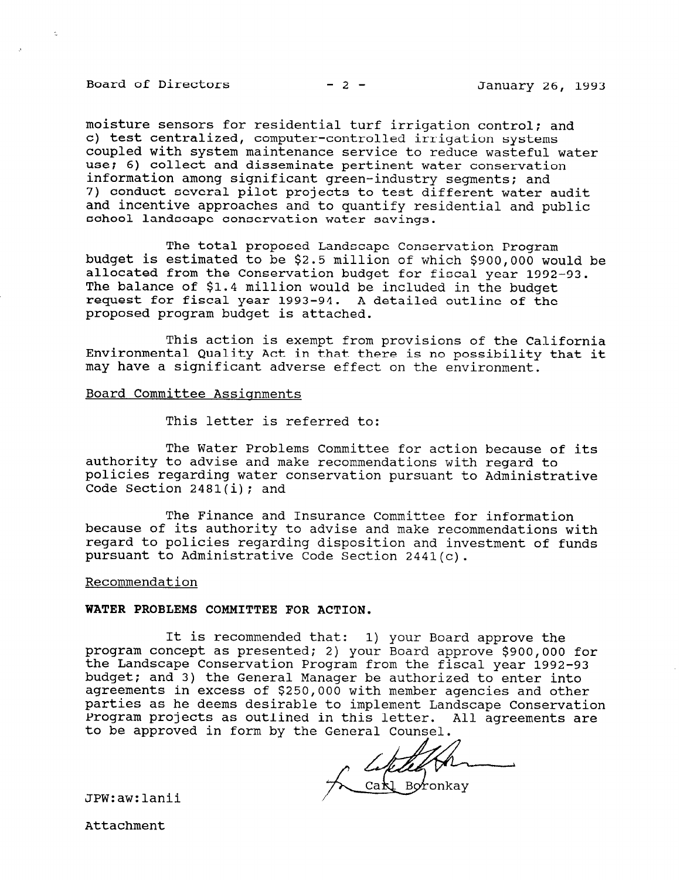moisture sensors for residential turf irrigation control; and c) test centralized, computer-controlled irrigation systems coupled with system maintenance service to reduce wasteful water use; 6) collect and disseminate pertinent water conservation information among significant green-industry segments; and 7) conduct several pilot projects to test different water audit and incentive approaches and to quantify residential and public school landscape conservation water savings.

The total proposed Landscape Conservation Program budget is estimated to be $2.5 million of which $900,000 would be allocated from the Conservation budget for fiscal year 1992-93. The balance of $1.4 million would be included in the budget request for fiscal year 1993-94. A detailed outline of the proposed program budget is attached.

This action is exempt from provisions of the California Environmental Quality Act in that there is no possibility that it may have a significant adverse effect on the environment.

Board Committee Assignments

This letter is referred to:

The Water Problems Committee for action because of its authority to advise and make recommendations with regard to policies regarding water conservation pursuant to Administrative Code Section 2481(i); and

The Finance and Insurance Committee for information because of its authority to advise and make recommendations with regard to policies regarding disposition and investment of funds pursuant to Administrative Code Section 2441(c).

Recommendation

**WATER PROBLEMS COMMITTEE FOR ACTION.**

It is recommended that: 1) your Board approve the program concept as presented; 2) your Board approve $900,000 for the Landscape Conservation Program from the fiscal year 1992-93 budget; and 3) the General Manager be authorized to enter into agreements in excess of $250,000 with member agencies and other parties as he deems desirable to implement Landscape Conservation Program projects as outlined in this letter. All agreements are to be approved in form by the General Counsel.

Carl Boronkay

JPW:aw:lanii

Attachment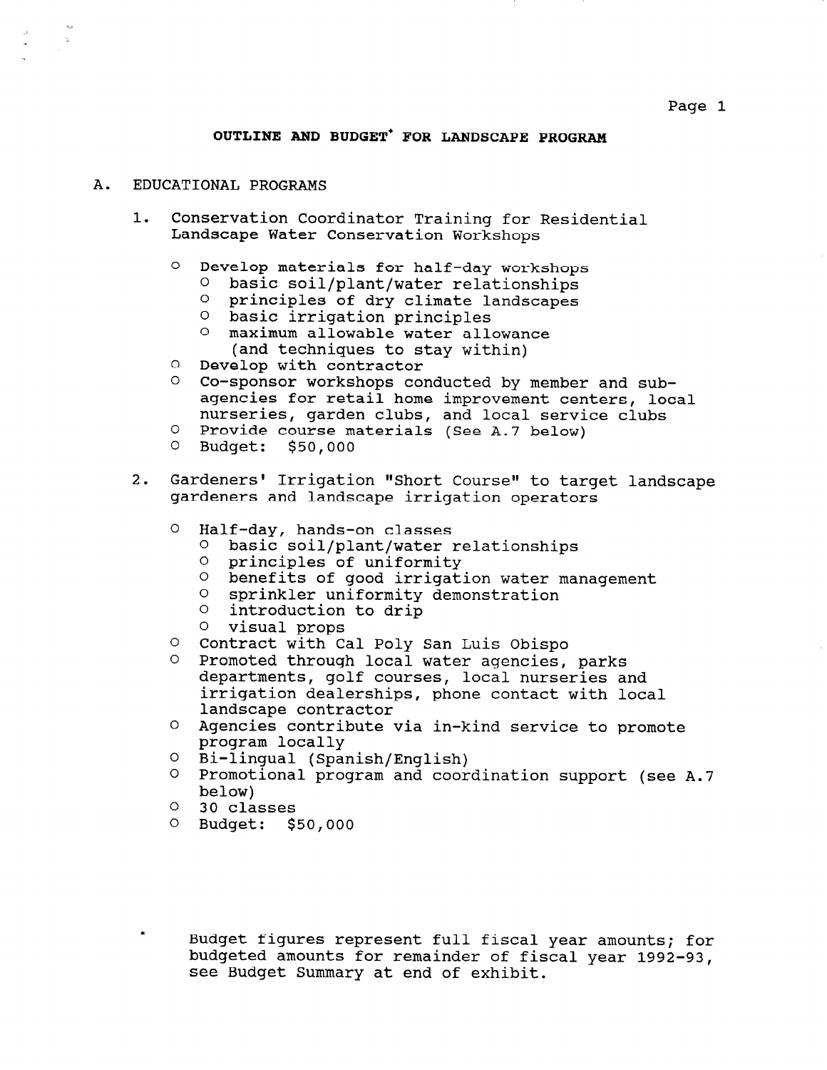## OUTLINE AND BUDGET* FOR LANDSCAPE PROGRAM

A. EDUCATIONAL PROGRAMS

1. Conservation Coordinator Training for Residential Landscape Water Conservation Workshops

   - Develop materials for half-day workshops
     - basic soil/plant/water relationships
     - principles of dry climate landscapes
     - basic irrigation principles
     - maximum allowable water allowance (and techniques to stay within)
   - Develop with contractor
   - Co-sponsor workshops conducted by member and sub-agencies for retail home improvement centers, local nurseries, garden clubs, and local service clubs
   - Provide course materials (See A.7 below)
   - Budget: $50,000

2. Gardeners' Irrigation "Short Course" to target landscape gardeners and landscape irrigation operators

   - Half-day, hands-on classes
     - basic soil/plant/water relationships
     - principles of uniformity
     - benefits of good irrigation water management
     - sprinkler uniformity demonstration
     - introduction to drip
     - visual props
   - Contract with Cal Poly San Luis Obispo
   - Promoted through local water agencies, parks departments, golf courses, local nurseries and irrigation dealerships, phone contact with local landscape contractor
   - Agencies contribute via in-kind service to promote program locally
   - Bi-lingual (Spanish/English)
   - Promotional program and coordination support (see A.7 below)
   - 30 classes
   - Budget: $50,000

\* Budget figures represent full fiscal year amounts; for budgeted amounts for remainder of fiscal year 1992-93, see Budget Summary at end of exhibit.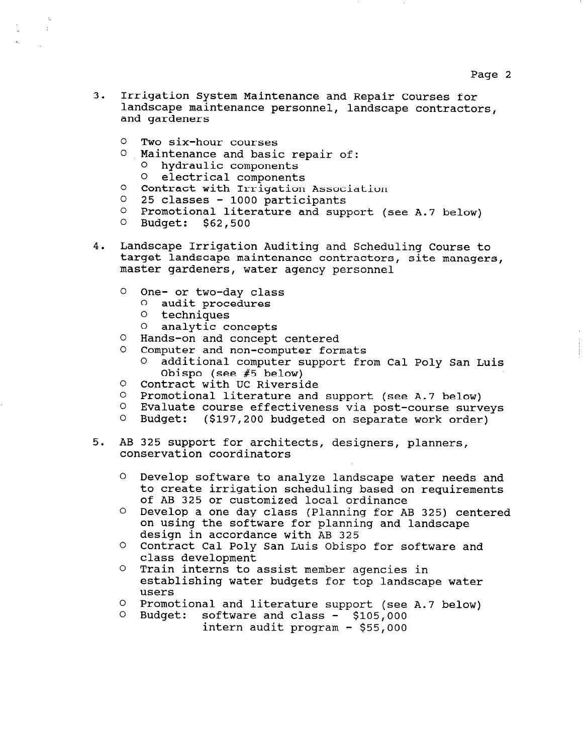3. Irrigation System Maintenance and Repair Courses for landscape maintenance personnel, landscape contractors, and gardeners

   - Two six-hour courses
   - Maintenance and basic repair of:
     - hydraulic components
     - electrical components
   - Contract with Irrigation Association
   - 25 classes - 1000 participants
   - Promotional literature and support (see A.7 below)
   - Budget: $62,500

4. Landscape Irrigation Auditing and Scheduling Course to target landscape maintenance contractors, site managers, master gardeners, water agency personnel

   - One- or two-day class
     - audit procedures
     - techniques
     - analytic concepts
   - Hands-on and concept centered
   - Computer and non-computer formats
     - additional computer support from Cal Poly San Luis Obispo (see #5 below)
   - Contract with UC Riverside
   - Promotional literature and support (see A.7 below)
   - Evaluate course effectiveness via post-course surveys
   - Budget: ($197,200 budgeted on separate work order)

5. AB 325 support for architects, designers, planners, conservation coordinators

   - Develop software to analyze landscape water needs and to create irrigation scheduling based on requirements of AB 325 or customized local ordinance
   - Develop a one day class (Planning for AB 325) centered on using the software for planning and landscape design in accordance with AB 325
   - Contract Cal Poly San Luis Obispo for software and class development
   - Train interns to assist member agencies in establishing water budgets for top landscape water users
   - Promotional and literature support (see A.7 below)
   - Budget: software and class - $105,000
     intern audit program - $55,000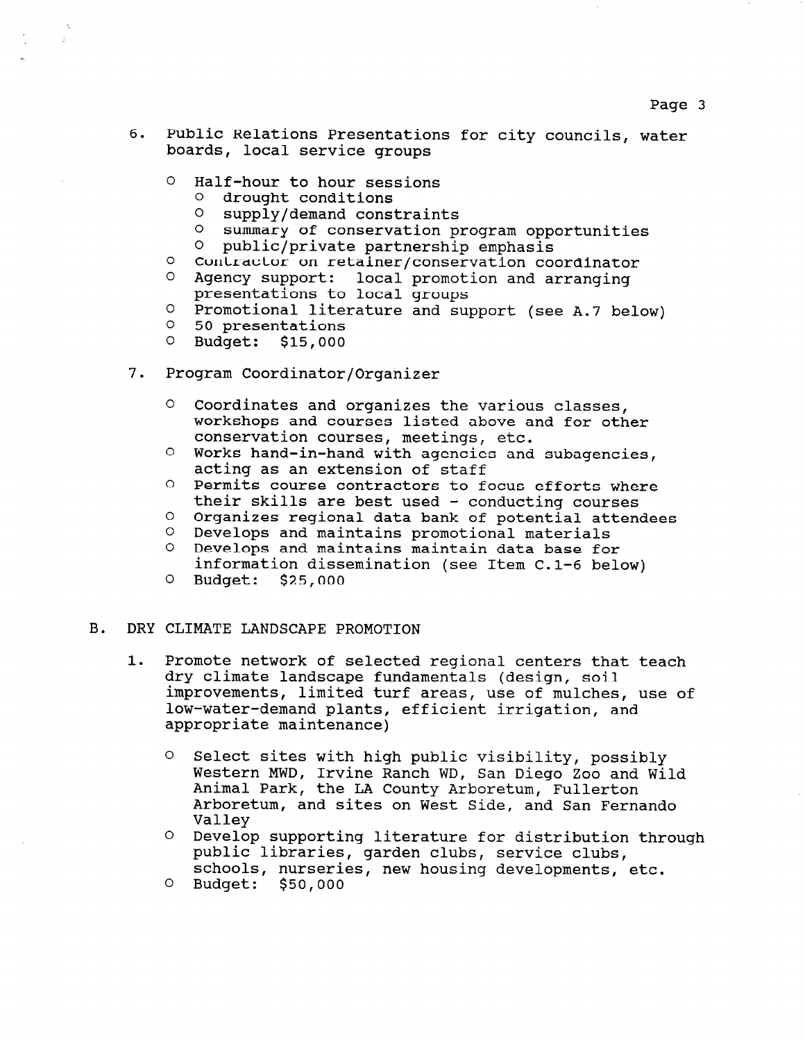6. Public Relations Presentations for city councils, water boards, local service groups

   - Half-hour to hour sessions
     - drought conditions
     - supply/demand constraints
     - summary of conservation program opportunities
     - public/private partnership emphasis
   - Contractor on retainer/conservation coordinator
   - Agency support: local promotion and arranging presentations to local groups
   - Promotional literature and support (see A.7 below)
   - 50 presentations
   - Budget: $15,000

7. Program Coordinator/Organizer

   - Coordinates and organizes the various classes, workshops and courses listed above and for other conservation courses, meetings, etc.
   - Works hand-in-hand with agencies and subagencies, acting as an extension of staff
   - Permits course contractors to focus efforts where their skills are best used - conducting courses
   - Organizes regional data bank of potential attendees
   - Develops and maintains promotional materials
   - Develops and maintains maintain data base for information dissemination (see Item C.1-6 below)
   - Budget: $25,000

B. DRY CLIMATE LANDSCAPE PROMOTION

1. Promote network of selected regional centers that teach dry climate landscape fundamentals (design, soil improvements, limited turf areas, use of mulches, use of low-water-demand plants, efficient irrigation, and appropriate maintenance)

   - Select sites with high public visibility, possibly Western MWD, Irvine Ranch WD, San Diego Zoo and Wild Animal Park, the LA County Arboretum, Fullerton Arboretum, and sites on West Side, and San Fernando Valley
   - Develop supporting literature for distribution through public libraries, garden clubs, service clubs, schools, nurseries, new housing developments, etc.
   - Budget: $50,000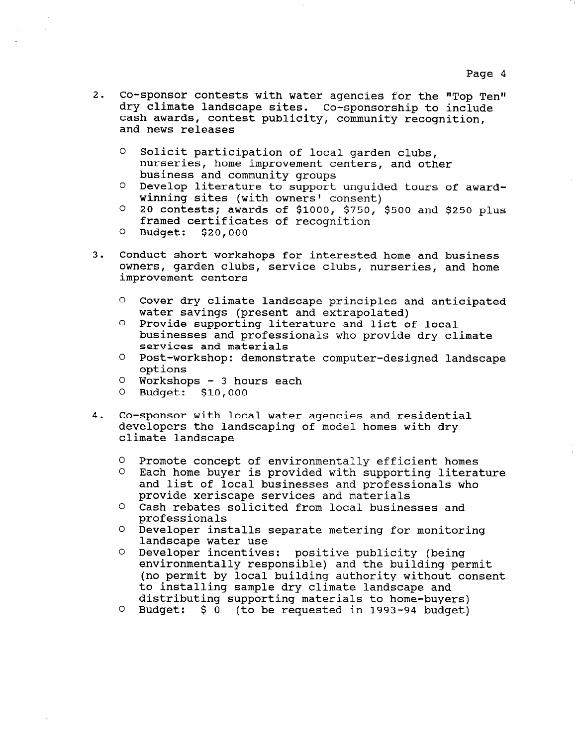2. Co-sponsor contests with water agencies for the "Top Ten" dry climate landscape sites. Co-sponsorship to include cash awards, contest publicity, community recognition, and news releases

   - Solicit participation of local garden clubs, nurseries, home improvement centers, and other business and community groups
   - Develop literature to support unguided tours of award-winning sites (with owners' consent)
   - 20 contests; awards of $1000, $750, $500 and $250 plus framed certificates of recognition
   - Budget: $20,000

3. Conduct short workshops for interested home and business owners, garden clubs, service clubs, nurseries, and home improvement centers

   - Cover dry climate landscape principles and anticipated water savings (present and extrapolated)
   - Provide supporting literature and list of local businesses and professionals who provide dry climate services and materials
   - Post-workshop: demonstrate computer-designed landscape options
   - Workshops - 3 hours each
   - Budget: $10,000

4. Co-sponsor with local water agencies and residential developers the landscaping of model homes with dry climate landscape

   - Promote concept of environmentally efficient homes
   - Each home buyer is provided with supporting literature and list of local businesses and professionals who provide xeriscape services and materials
   - Cash rebates solicited from local businesses and professionals
   - Developer installs separate metering for monitoring landscape water use
   - Developer incentives: positive publicity (being environmentally responsible) and the building permit (no permit by local building authority without consent to installing sample dry climate landscape and distributing supporting materials to home-buyers)
   - Budget: $ 0 (to be requested in 1993-94 budget)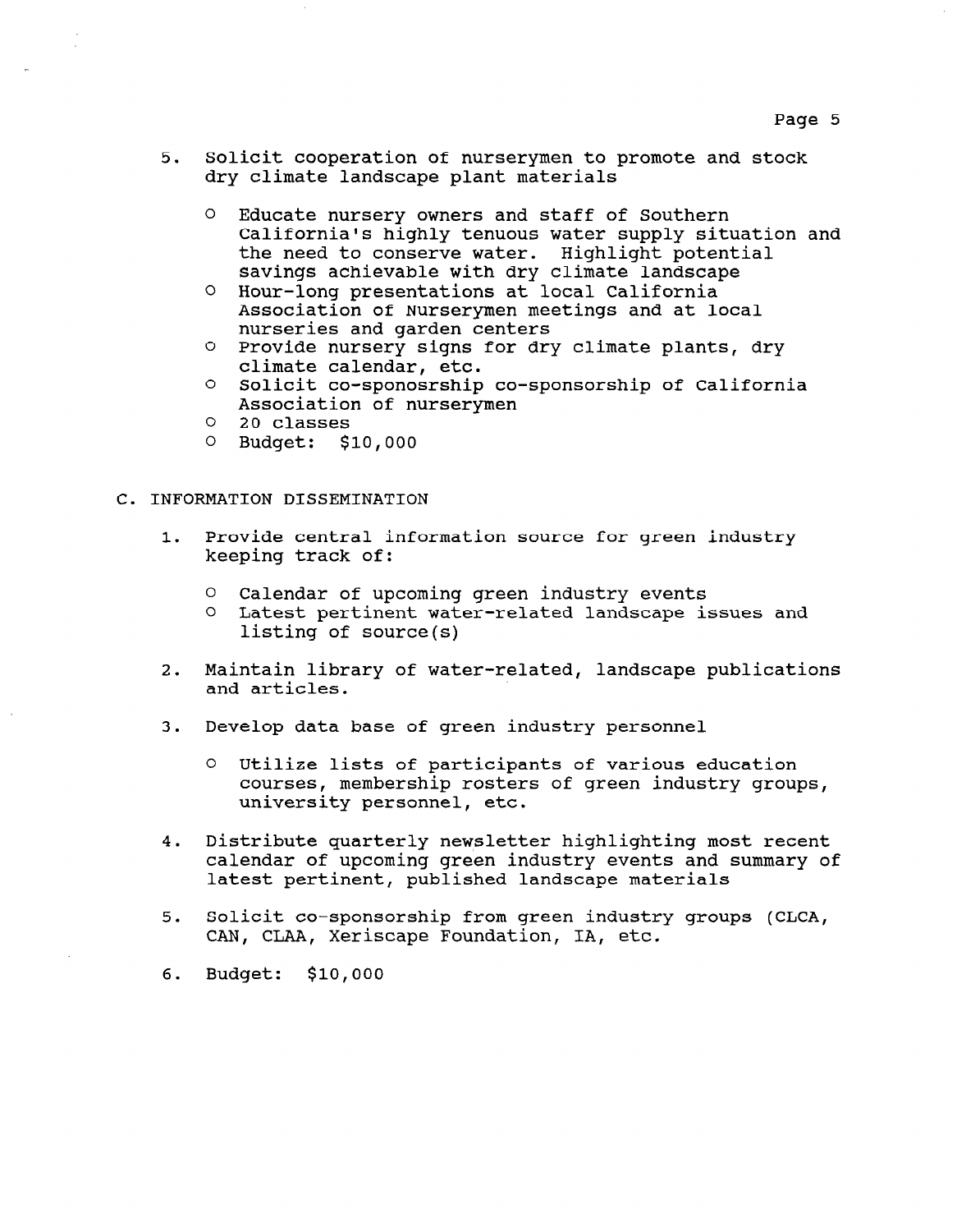5. Solicit cooperation of nurserymen to promote and stock dry climate landscape plant materials

   - Educate nursery owners and staff of Southern California's highly tenuous water supply situation and the need to conserve water. Highlight potential savings achievable with dry climate landscape
   - Hour-long presentations at local California Association of Nurserymen meetings and at local nurseries and garden centers
   - Provide nursery signs for dry climate plants, dry climate calendar, etc.
   - Solicit co-sponosrship co-sponsorship of California Association of nurserymen
   - 20 classes
   - Budget: $10,000

C. INFORMATION DISSEMINATION

1. Provide central information source for green industry keeping track of:

   - Calendar of upcoming green industry events
   - Latest pertinent water-related landscape issues and listing of source(s)

2. Maintain library of water-related, landscape publications and articles.

3. Develop data base of green industry personnel

   - Utilize lists of participants of various education courses, membership rosters of green industry groups, university personnel, etc.

4. Distribute quarterly newsletter highlighting most recent calendar of upcoming green industry events and summary of latest pertinent, published landscape materials

5. Solicit co-sponsorship from green industry groups (CLCA, CAN, CLAA, Xeriscape Foundation, IA, etc.

6. Budget: $10,000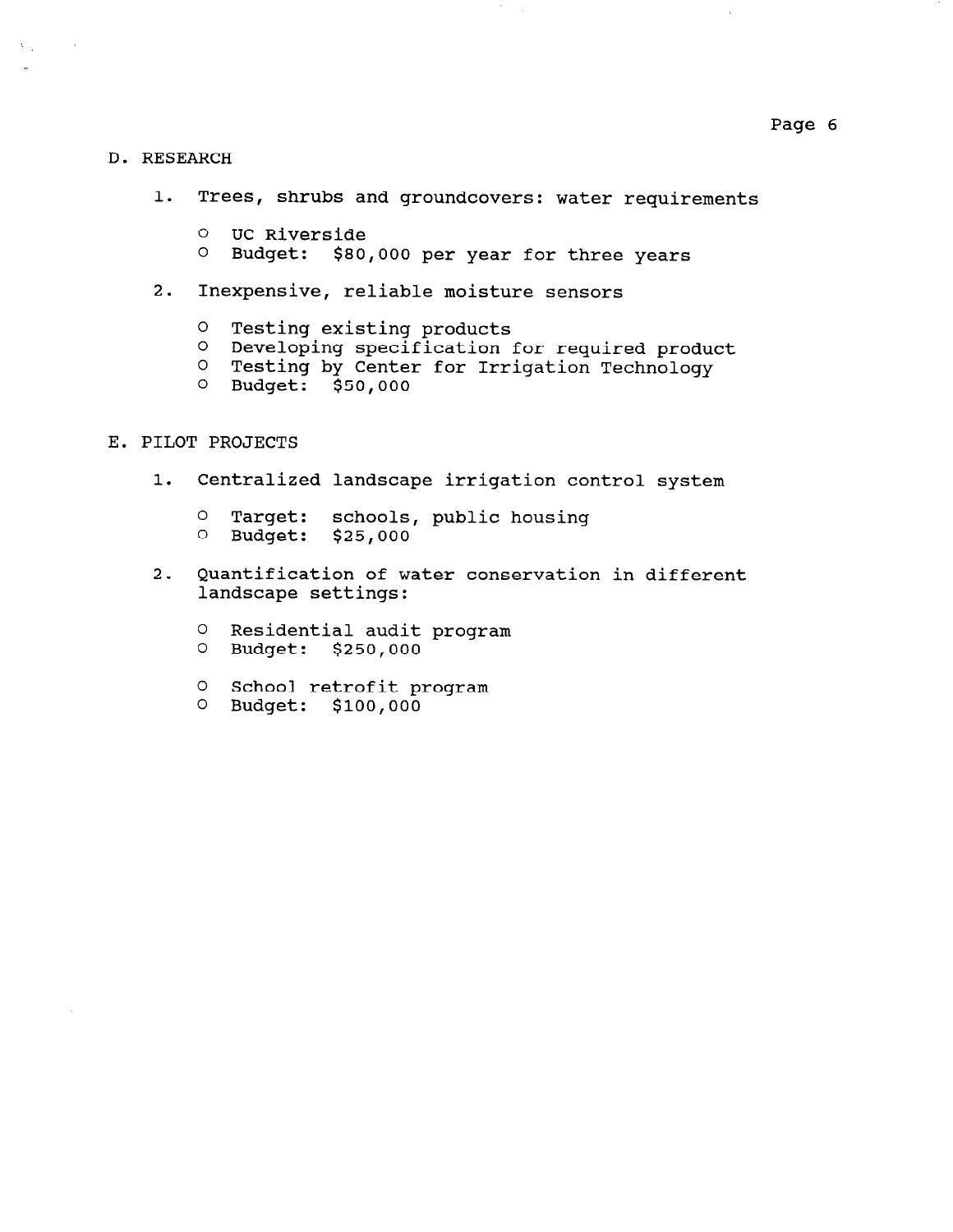## D. RESEARCH

1. Trees, shrubs and groundcovers: water requirements

    - UC Riverside
    - Budget: $80,000 per year for three years

2. Inexpensive, reliable moisture sensors

    - Testing existing products
    - Developing specification for required product
    - Testing by Center for Irrigation Technology
    - Budget: $50,000

## E. PILOT PROJECTS

1. Centralized landscape irrigation control system

    - Target: schools, public housing
    - Budget: $25,000

2. Quantification of water conservation in different landscape settings:

    - Residential audit program
    - Budget: $250,000

    - School retrofit program
    - Budget: $100,000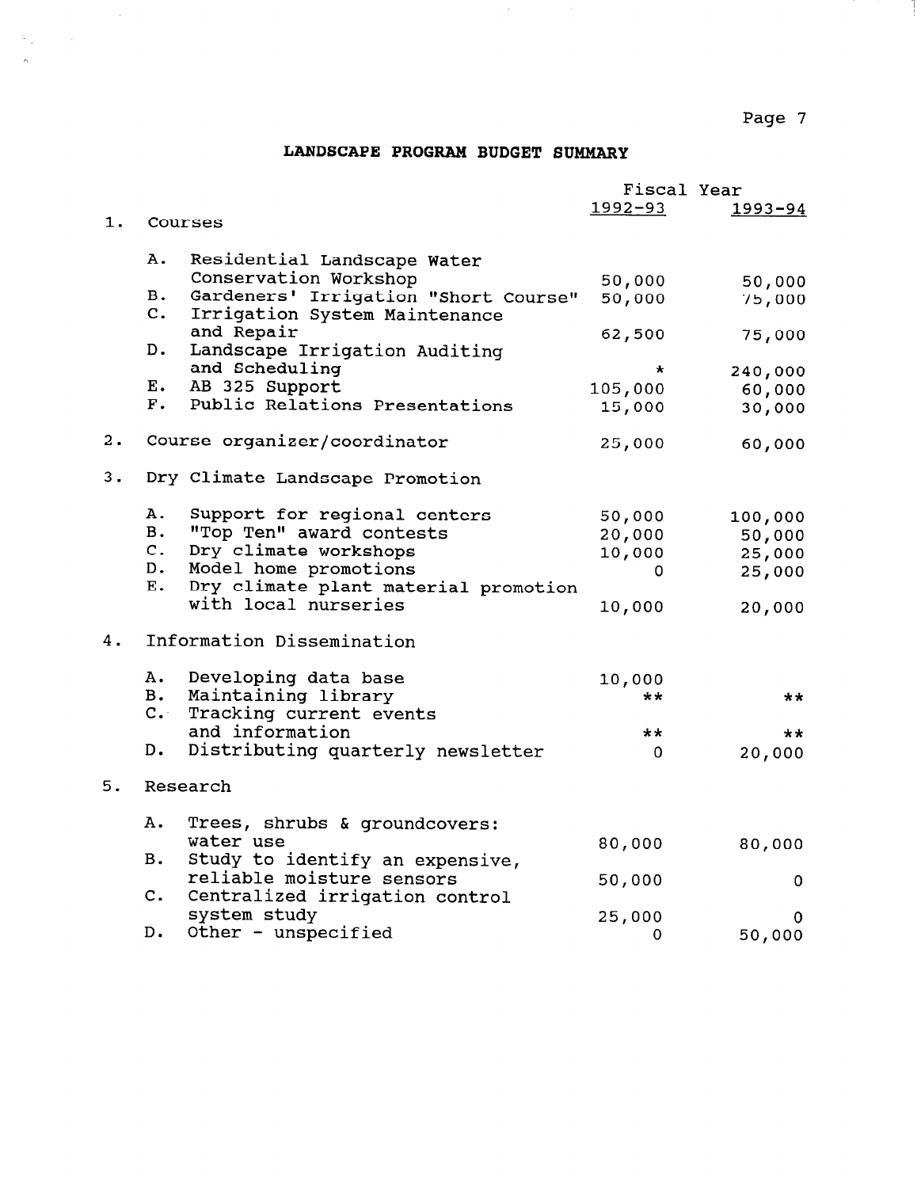## LANDSCAPE PROGRAM BUDGET SUMMARY

| | | Fiscal Year | |
|---|---|---|---|
| | | 1992-93 | 1993-94 |
| 1. | Courses | | |
| | A. Residential Landscape Water Conservation Workshop | 50,000 | 50,000 |
| | B. Gardeners' Irrigation "Short Course" | 50,000 | 75,000 |
| | C. Irrigation System Maintenance and Repair | 62,500 | 75,000 |
| | D. Landscape Irrigation Auditing and Scheduling | * | 240,000 |
| | E. AB 325 Support | 105,000 | 60,000 |
| | F. Public Relations Presentations | 15,000 | 30,000 |
| 2. | Course organizer/coordinator | 25,000 | 60,000 |
| 3. | Dry Climate Landscape Promotion | | |
| | A. Support for regional centers | 50,000 | 100,000 |
| | B. "Top Ten" award contests | 20,000 | 50,000 |
| | C. Dry climate workshops | 10,000 | 25,000 |
| | D. Model home promotions | 0 | 25,000 |
| | E. Dry climate plant material promotion with local nurseries | 10,000 | 20,000 |
| 4. | Information Dissemination | | |
| | A. Developing data base | 10,000 | |
| | B. Maintaining library | ** | ** |
| | C. Tracking current events and information | ** | ** |
| | D. Distributing quarterly newsletter | 0 | 20,000 |
| 5. | Research | | |
| | A. Trees, shrubs & groundcovers: water use | 80,000 | 80,000 |
| | B. Study to identify an expensive, reliable moisture sensors | 50,000 | 0 |
| | C. Centralized irrigation control system study | 25,000 | 0 |
| | D. Other - unspecified | 0 | 50,000 |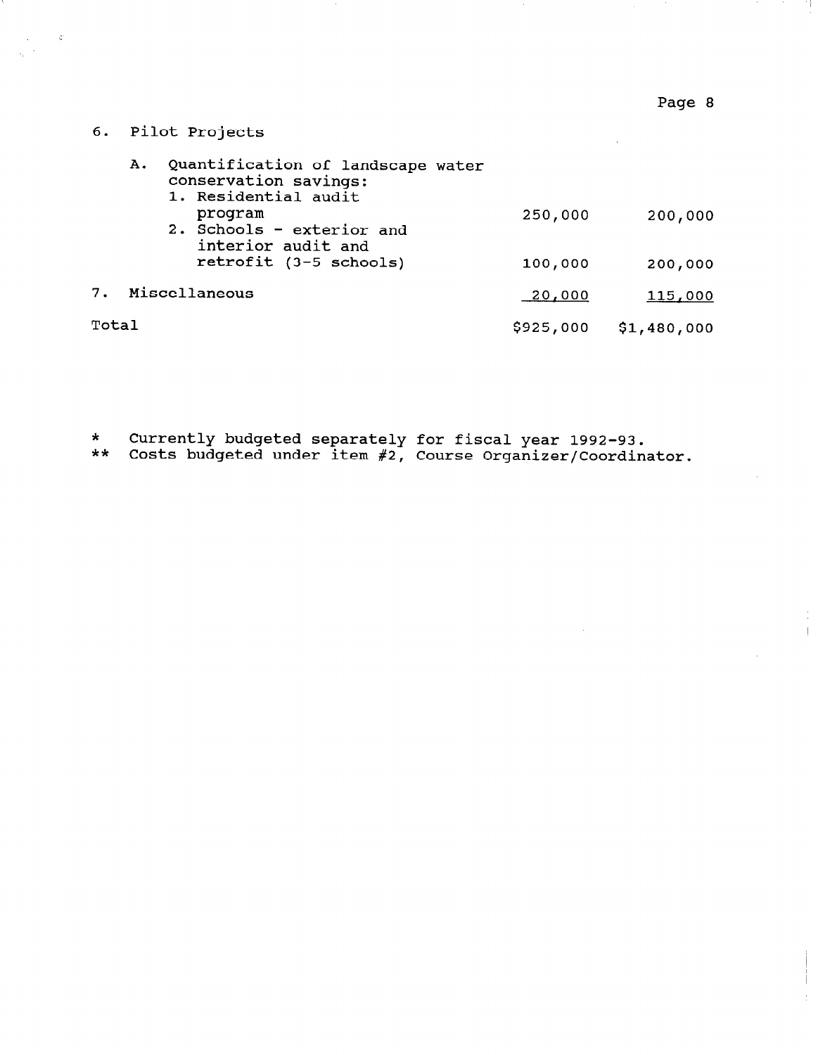| | | |
|---|---|---|
| 6. Pilot Projects | | |
| A. Quantification of landscape water conservation savings: | | |
| 1. Residential audit program | 250,000 | 200,000 |
| 2. Schools - exterior and interior audit and retrofit (3-5 schools) | 100,000 | 200,000 |
| 7. Miscellaneous | 20,000 | 115,000 |
| Total | $925,000 | $1,480,000 |

\* Currently budgeted separately for fiscal year 1992-93.

\*\* Costs budgeted under item #2, Course Organizer/Coordinator.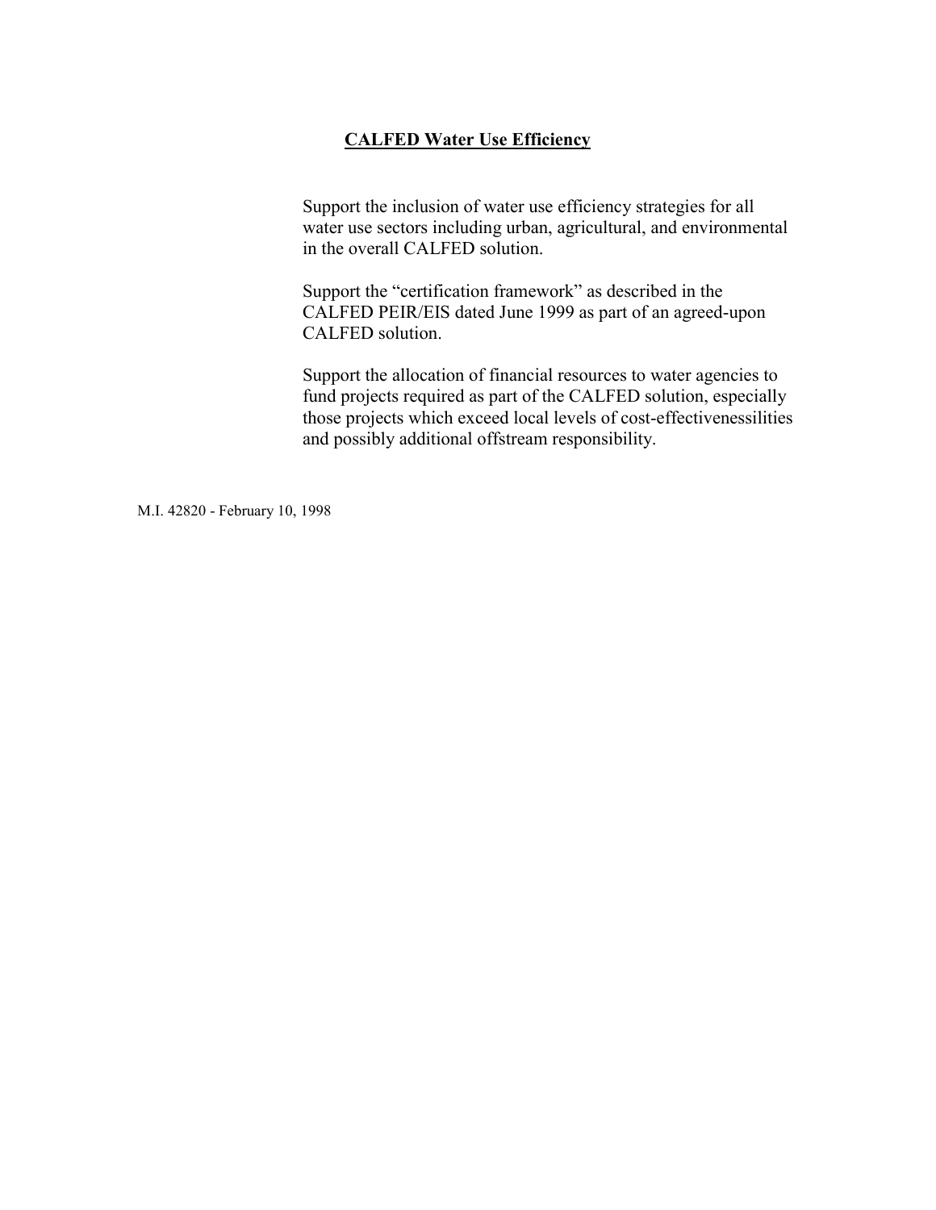**CALFED Water Use Efficiency**

Support the inclusion of water use efficiency strategies for all water use sectors including urban, agricultural, and environmental in the overall CALFED solution.

Support the "certification framework" as described in the CALFED PEIR/EIS dated June 1999 as part of an agreed-upon CALFED solution.

Support the allocation of financial resources to water agencies to fund projects required as part of the CALFED solution, especially those projects which exceed local levels of cost-effectivenessilities and possibly additional offstream responsibility.

M.I. 42820 - February 10, 1998